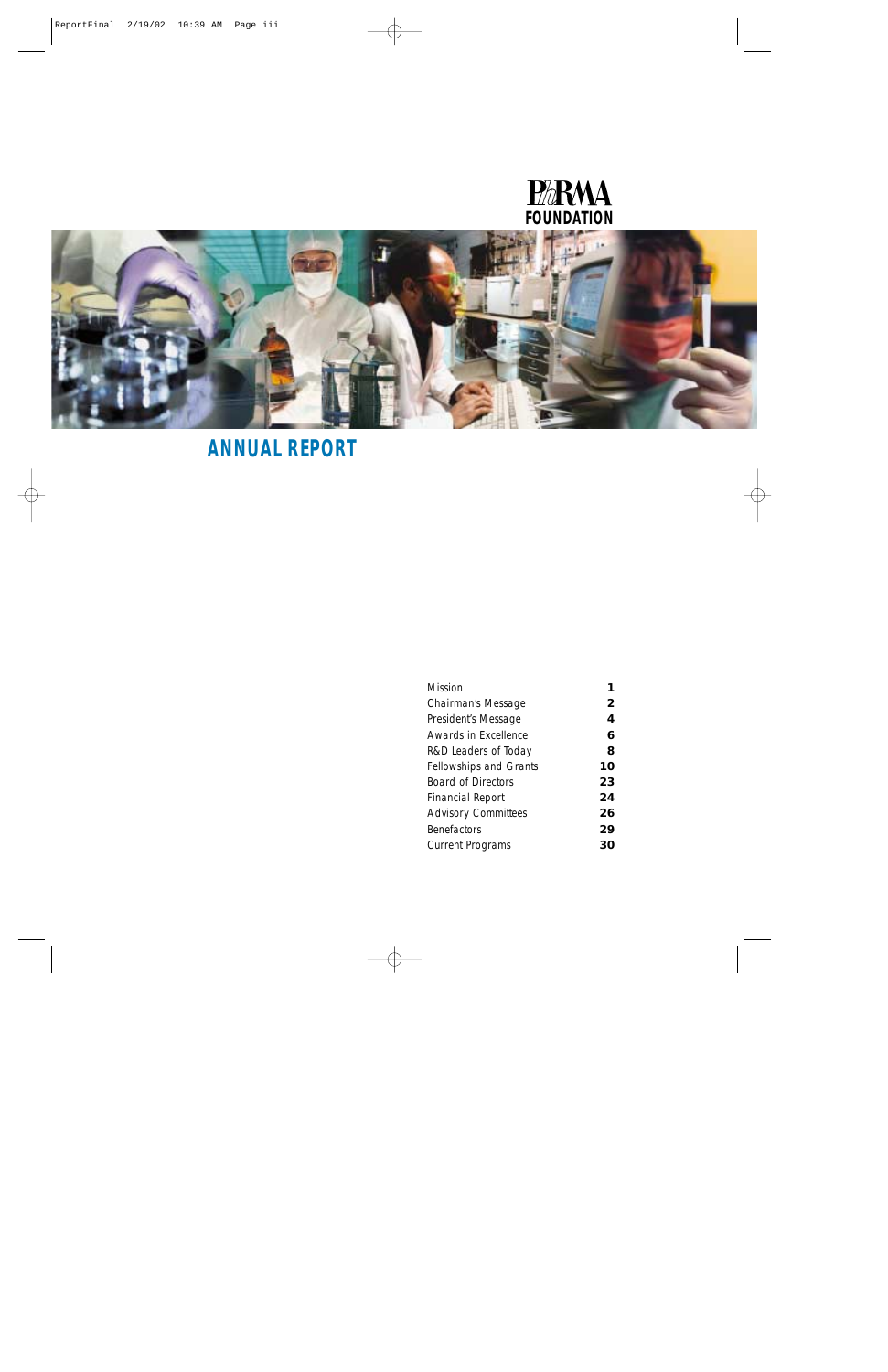PhRMA FOUNDATION

# ANNUAL REPORT

| | |
|---|---|
| Mission | 1 |
| Chairman's Message | 2 |
| President's Message | 4 |
| Awards in Excellence | 6 |
| R&D Leaders of Today | 8 |
| Fellowships and Grants | 10 |
| Board of Directors | 23 |
| Financial Report | 24 |
| Advisory Committees | 26 |
| Benefactors | 29 |
| Current Programs | 30 |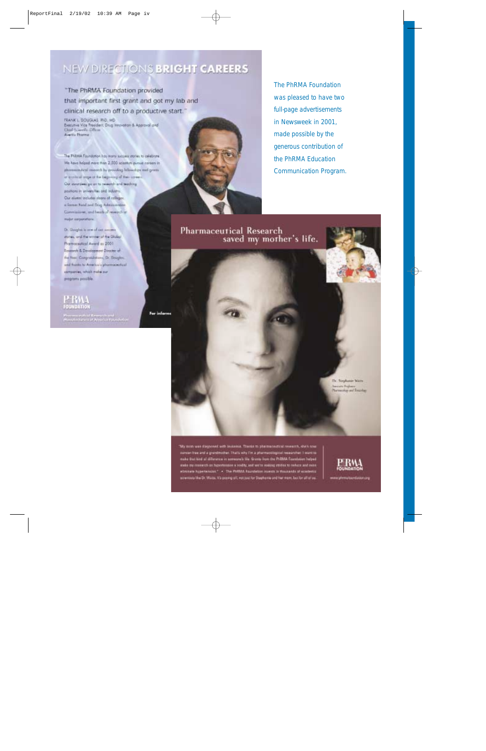# NEW DIRECTIONS BRIGHT CAREERS

"The PhRMA Foundation provided that important first grant and got my lab and clinical research off to a productive start."

FRANK L. DOUGLAS, PhD, MD
Executive Vice President, Drug Innovation & Approval and Chief Scientific Officer
Aventis Pharma

The PhRMA Foundation has many success stories to celebrate. We have helped more than 2,300 scientists pursue careers in pharmaceutical research by providing fellowships and grants at a critical stage at the beginning of their careers. Our awardees go on to research and teaching positions in universities and industry. Our alumni include deans of colleges, a former Food and Drug Administration Commissioner, and heads of research at major corporations.

Dr. Douglas is one of our success stories, and the winner of the Global Pharmaceutical Award as 2001 Research & Development Director of the Year. Congratulations, Dr. Douglas, and thanks to America's pharmaceutical companies, which make our programs possible.

PhRMA FOUNDATION
Pharmaceutical Research and Manufacturers of America Foundation

The PhRMA Foundation was pleased to have two full-page advertisements in Newsweek in 2001, made possible by the generous contribution of the PhRMA Education Communication Program.

# Pharmaceutical Research saved my mother's life.

Dr. Stephanie Watts
Associate Professor
Pharmacology and Toxicology

"My mom was diagnosed with leukemia. Thanks to pharmaceutical research, she's now cancer-free and a grandmother. That's why I'm a pharmacological researcher. I want to make that kind of difference in someone's life. Grants from the PhRMA Foundation helped make my research on hypertension a reality, and we're making strides to reduce and even eliminate hypertension." • The PhRMA Foundation invests in thousands of academic scientists like Dr. Watts. It's paying off, not just for Stephanie and her mom, but for all of us.

PhRMA FOUNDATION
www.phrmafoundation.org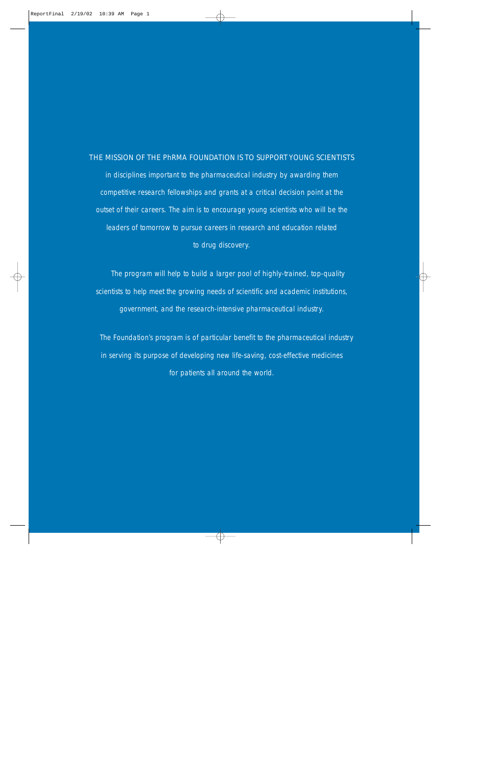THE MISSION OF THE PhRMA FOUNDATION IS TO SUPPORT YOUNG SCIENTISTS in disciplines important to the pharmaceutical industry by awarding them competitive research fellowships and grants at a critical decision point at the outset of their careers. The aim is to encourage young scientists who will be the leaders of tomorrow to pursue careers in research and education related to drug discovery.

The program will help to build a larger pool of highly-trained, top-quality scientists to help meet the growing needs of scientific and academic institutions, government, and the research-intensive pharmaceutical industry.

The Foundation's program is of particular benefit to the pharmaceutical industry in serving its purpose of developing new life-saving, cost-effective medicines for patients all around the world.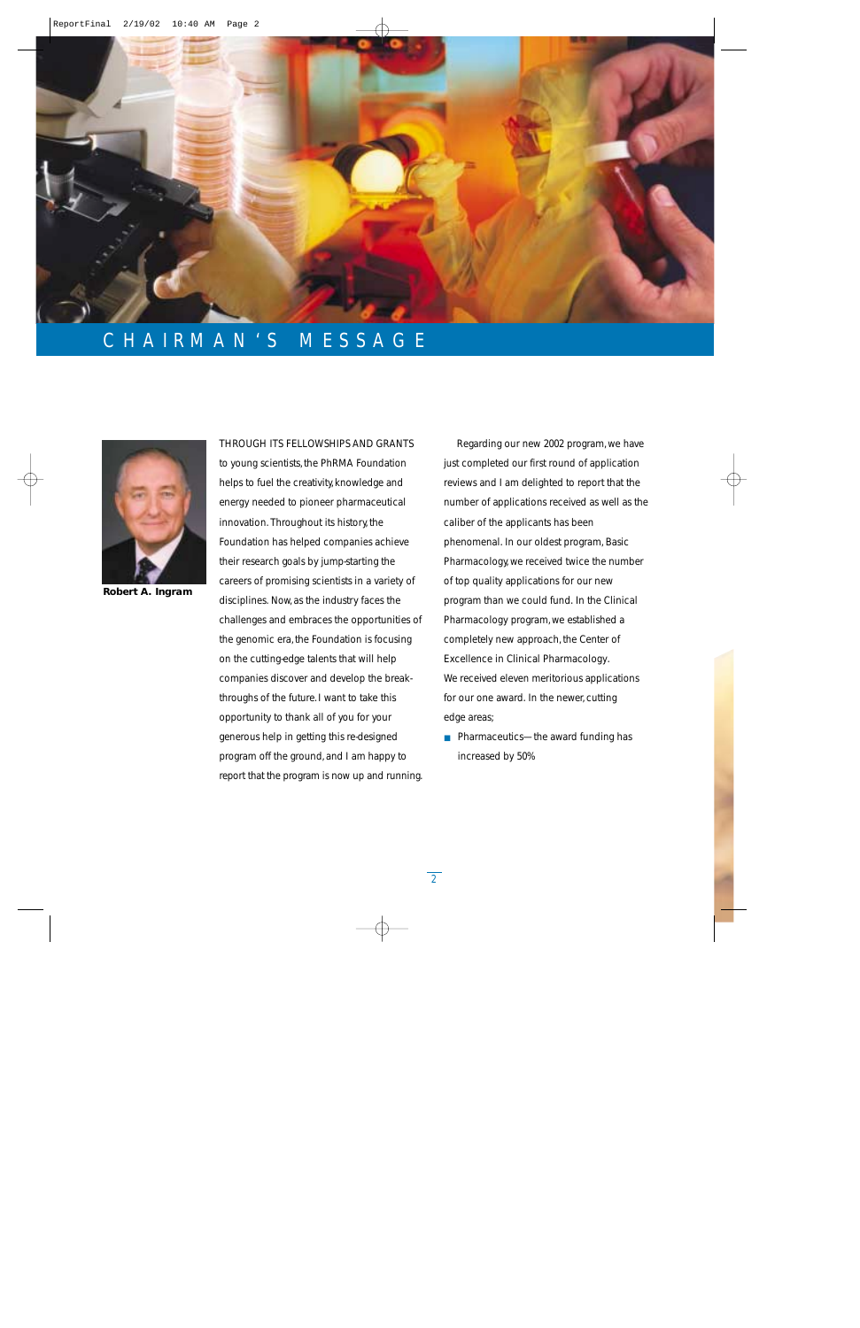# CHAIRMAN'S MESSAGE

**Robert A. Ingram**

THROUGH ITS FELLOWSHIPS AND GRANTS to young scientists, the PhRMA Foundation helps to fuel the creativity, knowledge and energy needed to pioneer pharmaceutical innovation. Throughout its history, the Foundation has helped companies achieve their research goals by jump-starting the careers of promising scientists in a variety of disciplines. Now, as the industry faces the challenges and embraces the opportunities of the genomic era, the Foundation is focusing on the cutting-edge talents that will help companies discover and develop the break-throughs of the future. I want to take this opportunity to thank all of you for your generous help in getting this re-designed program off the ground, and I am happy to report that the program is now up and running.

Regarding our new 2002 program, we have just completed our first round of application reviews and I am delighted to report that the number of applications received as well as the caliber of the applicants has been phenomenal. In our oldest program, Basic Pharmacology, we received twice the number of top quality applications for our new program than we could fund. In the Clinical Pharmacology program, we established a completely new approach, the Center of Excellence in Clinical Pharmacology. We received eleven meritorious applications for our one award. In the newer, cutting edge areas;

- Pharmaceutics—the award funding has increased by 50%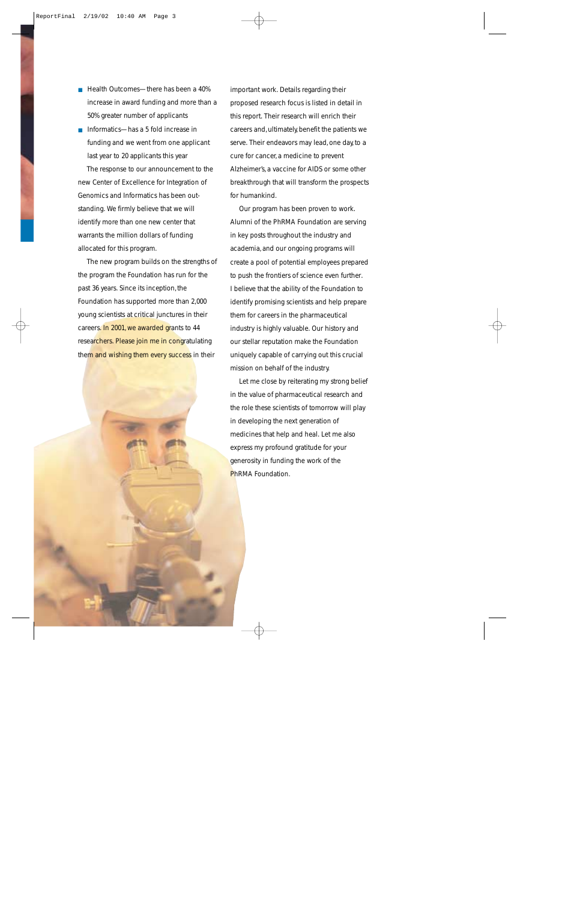- Health Outcomes—there has been a 40% increase in award funding and more than a 50% greater number of applicants
- Informatics—has a 5 fold increase in funding and we went from one applicant last year to 20 applicants this year

The response to our announcement to the new Center of Excellence for Integration of Genomics and Informatics has been outstanding. We firmly believe that we will identify more than one new center that warrants the million dollars of funding allocated for this program.

The new program builds on the strengths of the program the Foundation has run for the past 36 years. Since its inception, the Foundation has supported more than 2,000 young scientists at critical junctures in their careers. In 2001, we awarded grants to 44 researchers. Please join me in congratulating them and wishing them every success in their important work. Details regarding their proposed research focus is listed in detail in this report. Their research will enrich their careers and, ultimately, benefit the patients we serve. Their endeavors may lead, one day, to a cure for cancer, a medicine to prevent Alzheimer's, a vaccine for AIDS or some other breakthrough that will transform the prospects for humankind.

Our program has been proven to work. Alumni of the PhRMA Foundation are serving in key posts throughout the industry and academia, and our ongoing programs will create a pool of potential employees prepared to push the frontiers of science even further. I believe that the ability of the Foundation to identify promising scientists and help prepare them for careers in the pharmaceutical industry is highly valuable. Our history and our stellar reputation make the Foundation uniquely capable of carrying out this crucial mission on behalf of the industry.

Let me close by reiterating my strong belief in the value of pharmaceutical research and the role these scientists of tomorrow will play in developing the next generation of medicines that help and heal. Let me also express my profound gratitude for your generosity in funding the work of the PhRMA Foundation.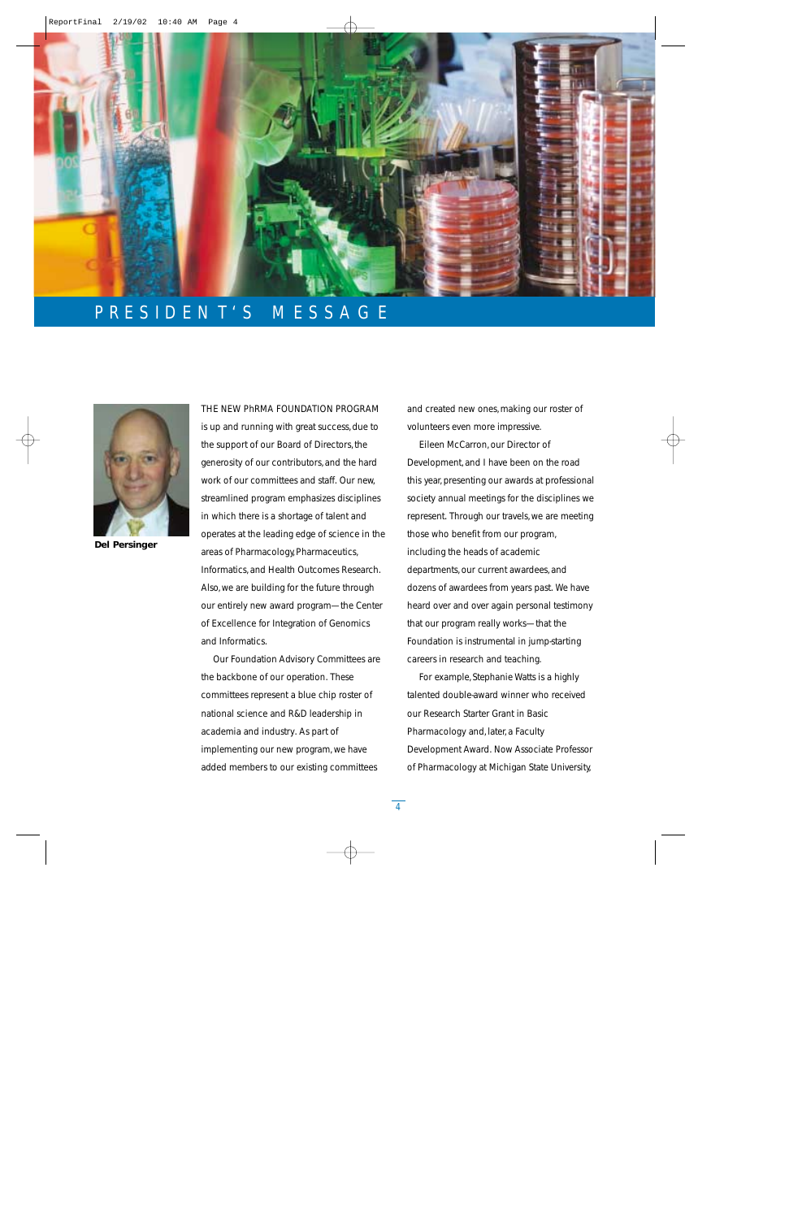# PRESIDENT'S MESSAGE

**Del Persinger**

THE NEW PhRMA FOUNDATION PROGRAM is up and running with great success, due to the support of our Board of Directors, the generosity of our contributors, and the hard work of our committees and staff. Our new, streamlined program emphasizes disciplines in which there is a shortage of talent and operates at the leading edge of science in the areas of Pharmacology, Pharmaceutics, Informatics, and Health Outcomes Research. Also, we are building for the future through our entirely new award program—the Center of Excellence for Integration of Genomics and Informatics.

Our Foundation Advisory Committees are the backbone of our operation. These committees represent a blue chip roster of national science and R&D leadership in academia and industry. As part of implementing our new program, we have added members to our existing committees and created new ones, making our roster of volunteers even more impressive.

Eileen McCarron, our Director of Development, and I have been on the road this year, presenting our awards at professional society annual meetings for the disciplines we represent. Through our travels, we are meeting those who benefit from our program, including the heads of academic departments, our current awardees, and dozens of awardees from years past. We have heard over and over again personal testimony that our program really works—that the Foundation is instrumental in jump-starting careers in research and teaching.

For example, Stephanie Watts is a highly talented double-award winner who received our Research Starter Grant in Basic Pharmacology and, later, a Faculty Development Award. Now Associate Professor of Pharmacology at Michigan State University,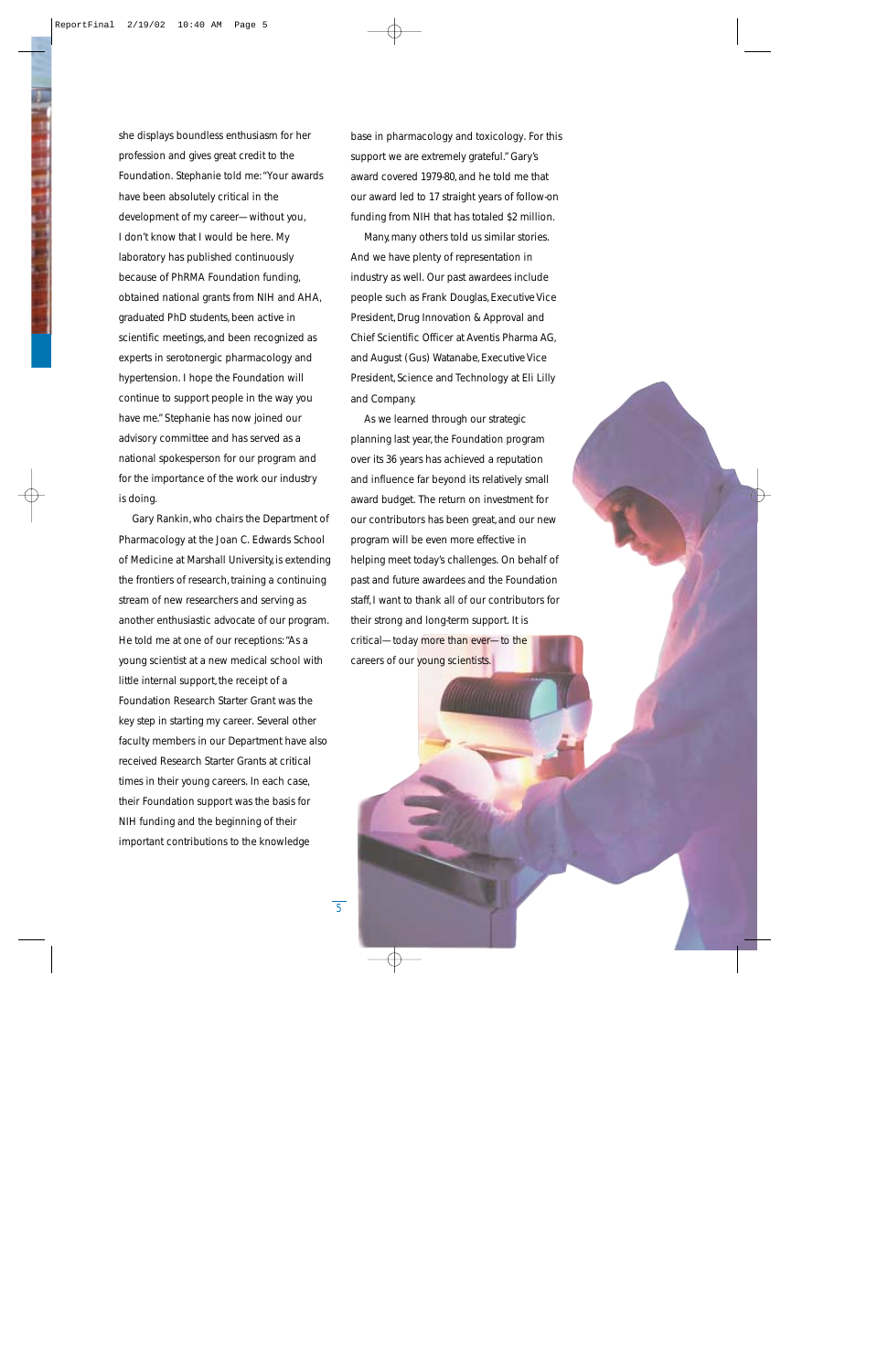she displays boundless enthusiasm for her profession and gives great credit to the Foundation. Stephanie told me: "Your awards have been absolutely critical in the development of my career—without you, I don't know that I would be here. My laboratory has published continuously because of PhRMA Foundation funding, obtained national grants from NIH and AHA, graduated PhD students, been active in scientific meetings, and been recognized as experts in serotonergic pharmacology and hypertension. I hope the Foundation will continue to support people in the way you have me." Stephanie has now joined our advisory committee and has served as a national spokesperson for our program and for the importance of the work our industry is doing.

Gary Rankin, who chairs the Department of Pharmacology at the Joan C. Edwards School of Medicine at Marshall University, is extending the frontiers of research, training a continuing stream of new researchers and serving as another enthusiastic advocate of our program. He told me at one of our receptions: "As a young scientist at a new medical school with little internal support, the receipt of a Foundation Research Starter Grant was the key step in starting my career. Several other faculty members in our Department have also received Research Starter Grants at critical times in their young careers. In each case, their Foundation support was the basis for NIH funding and the beginning of their important contributions to the knowledge base in pharmacology and toxicology. For this support we are extremely grateful." Gary's award covered 1979-80, and he told me that our award led to 17 straight years of follow-on funding from NIH that has totaled $2 million.

Many, many others told us similar stories. And we have plenty of representation in industry as well. Our past awardees include people such as Frank Douglas, Executive Vice President, Drug Innovation & Approval and Chief Scientific Officer at Aventis Pharma AG, and August (Gus) Watanabe, Executive Vice President, Science and Technology at Eli Lilly and Company.

As we learned through our strategic planning last year, the Foundation program over its 36 years has achieved a reputation and influence far beyond its relatively small award budget. The return on investment for our contributors has been great, and our new program will be even more effective in helping meet today's challenges. On behalf of past and future awardees and the Foundation staff, I want to thank all of our contributors for their strong and long-term support. It is critical—today more than ever—to the careers of our young scientists.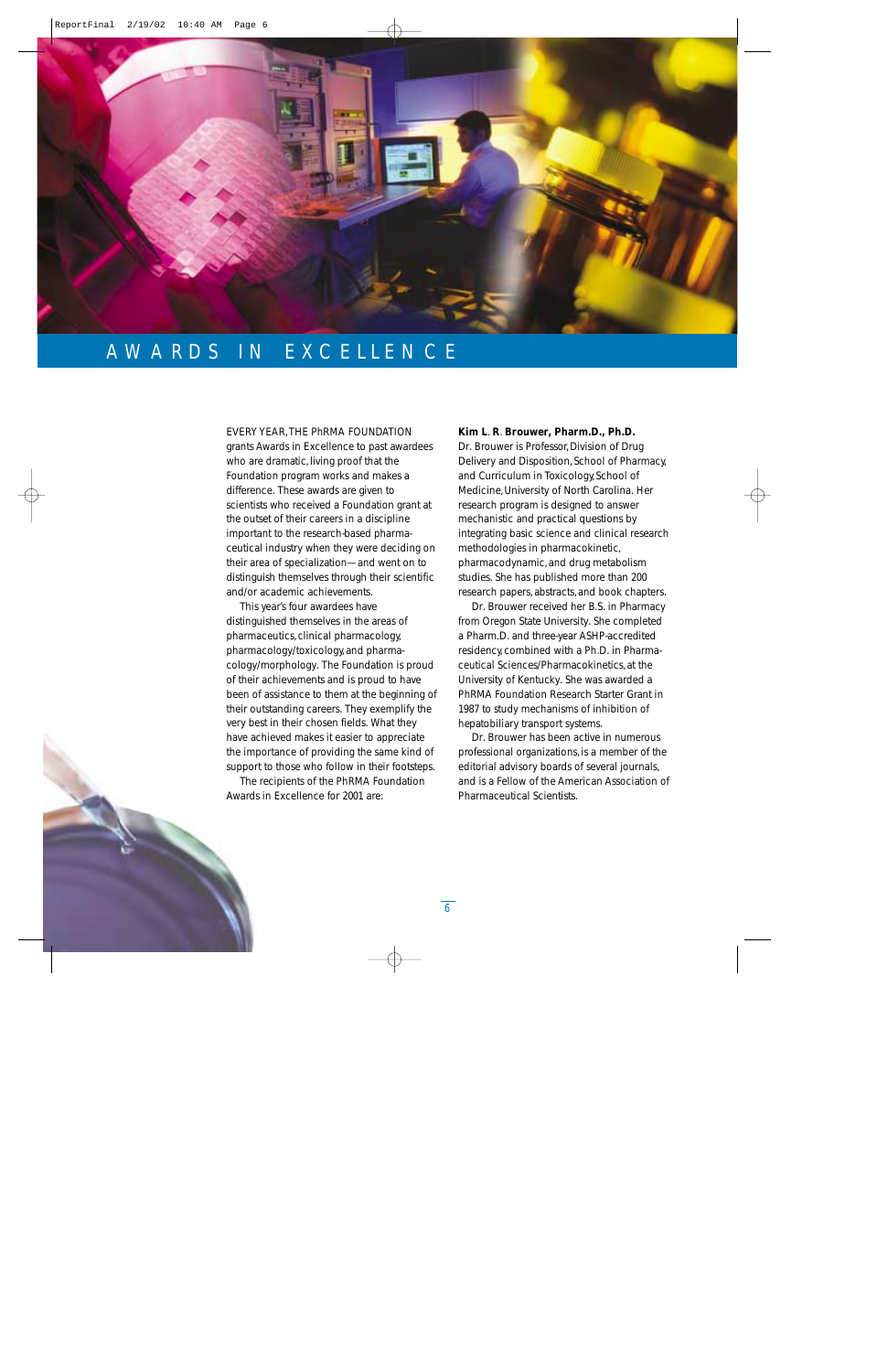# AWARDS IN EXCELLENCE

EVERY YEAR, THE PhRMA FOUNDATION grants Awards in Excellence to past awardees who are dramatic, living proof that the Foundation program works and makes a difference. These awards are given to scientists who received a Foundation grant at the outset of their careers in a discipline important to the research-based pharmaceutical industry when they were deciding on their area of specialization—and went on to distinguish themselves through their scientific and/or academic achievements.

This year's four awardees have distinguished themselves in the areas of pharmaceutics, clinical pharmacology, pharmacology/toxicology, and pharmacology/morphology. The Foundation is proud of their achievements and is proud to have been of assistance to them at the beginning of their outstanding careers. They exemplify the very best in their chosen fields. What they have achieved makes it easier to appreciate the importance of providing the same kind of support to those who follow in their footsteps.

The recipients of the PhRMA Foundation Awards in Excellence for 2001 are:

**Kim L. R. Brouwer, Pharm.D., Ph.D.**

Dr. Brouwer is Professor, Division of Drug Delivery and Disposition, School of Pharmacy, and Curriculum in Toxicology, School of Medicine, University of North Carolina. Her research program is designed to answer mechanistic and practical questions by integrating basic science and clinical research methodologies in pharmacokinetic, pharmacodynamic, and drug metabolism studies. She has published more than 200 research papers, abstracts, and book chapters.

Dr. Brouwer received her B.S. in Pharmacy from Oregon State University. She completed a Pharm.D. and three-year ASHP-accredited residency, combined with a Ph.D. in Pharmaceutical Sciences/Pharmacokinetics, at the University of Kentucky. She was awarded a PhRMA Foundation Research Starter Grant in 1987 to study mechanisms of inhibition of hepatobiliary transport systems.

Dr. Brouwer has been active in numerous professional organizations, is a member of the editorial advisory boards of several journals, and is a Fellow of the American Association of Pharmaceutical Scientists.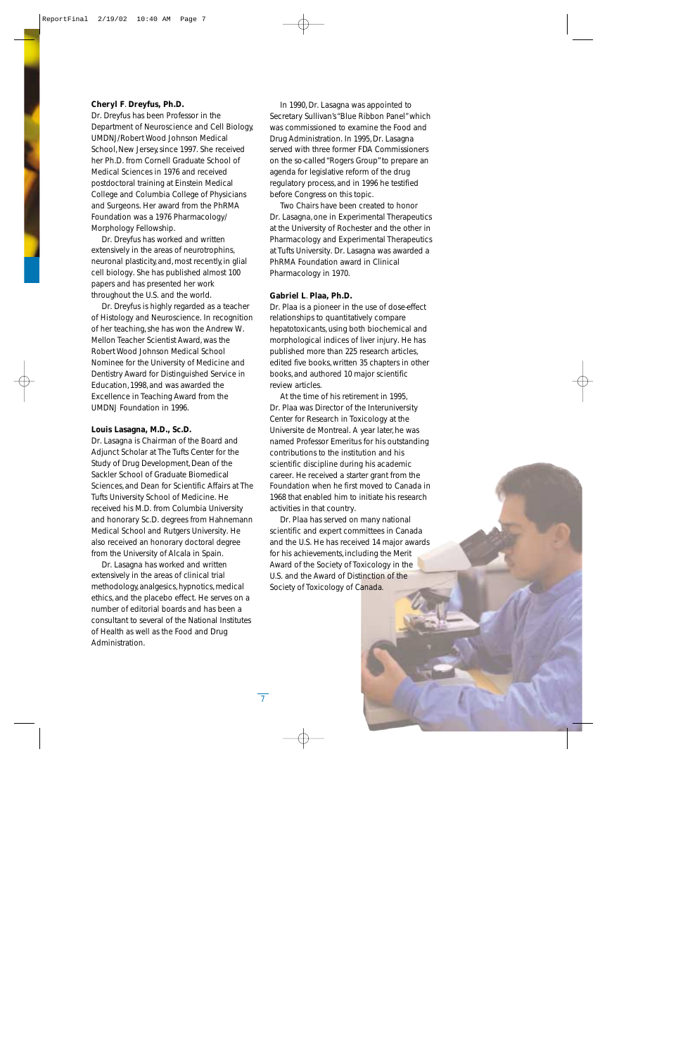**Cheryl F. Dreyfus, Ph.D.**
Dr. Dreyfus has been Professor in the Department of Neuroscience and Cell Biology, UMDNJ/Robert Wood Johnson Medical School, New Jersey, since 1997. She received her Ph.D. from Cornell Graduate School of Medical Sciences in 1976 and received postdoctoral training at Einstein Medical College and Columbia College of Physicians and Surgeons. Her award from the PhRMA Foundation was a 1976 Pharmacology/Morphology Fellowship.

Dr. Dreyfus has worked and written extensively in the areas of neurotrophins, neuronal plasticity, and, most recently, in glial cell biology. She has published almost 100 papers and has presented her work throughout the U.S. and the world.

Dr. Dreyfus is highly regarded as a teacher of Histology and Neuroscience. In recognition of her teaching, she has won the Andrew W. Mellon Teacher Scientist Award, was the Robert Wood Johnson Medical School Nominee for the University of Medicine and Dentistry Award for Distinguished Service in Education, 1998, and was awarded the Excellence in Teaching Award from the UMDNJ Foundation in 1996.

**Louis Lasagna, M.D., Sc.D.**
Dr. Lasagna is Chairman of the Board and Adjunct Scholar at The Tufts Center for the Study of Drug Development, Dean of the Sackler School of Graduate Biomedical Sciences, and Dean for Scientific Affairs at The Tufts University School of Medicine. He received his M.D. from Columbia University and honorary Sc.D. degrees from Hahnemann Medical School and Rutgers University. He also received an honorary doctoral degree from the University of Alcala in Spain.

Dr. Lasagna has worked and written extensively in the areas of clinical trial methodology, analgesics, hypnotics, medical ethics, and the placebo effect. He serves on a number of editorial boards and has been a consultant to several of the National Institutes of Health as well as the Food and Drug Administration.

In 1990, Dr. Lasagna was appointed to Secretary Sullivan's "Blue Ribbon Panel" which was commissioned to examine the Food and Drug Administration. In 1995, Dr. Lasagna served with three former FDA Commissioners on the so-called "Rogers Group" to prepare an agenda for legislative reform of the drug regulatory process, and in 1996 he testified before Congress on this topic.

Two Chairs have been created to honor Dr. Lasagna, one in Experimental Therapeutics at the University of Rochester and the other in Pharmacology and Experimental Therapeutics at Tufts University. Dr. Lasagna was awarded a PhRMA Foundation award in Clinical Pharmacology in 1970.

**Gabriel L. Plaa, Ph.D.**
Dr. Plaa is a pioneer in the use of dose-effect relationships to quantitatively compare hepatotoxicants, using both biochemical and morphological indices of liver injury. He has published more than 225 research articles, edited five books, written 35 chapters in other books, and authored 10 major scientific review articles.

At the time of his retirement in 1995, Dr. Plaa was Director of the Interuniversity Center for Research in Toxicology at the Universite de Montreal. A year later, he was named Professor Emeritus for his outstanding contributions to the institution and his scientific discipline during his academic career. He received a starter grant from the Foundation when he first moved to Canada in 1968 that enabled him to initiate his research activities in that country.

Dr. Plaa has served on many national scientific and expert committees in Canada and the U.S. He has received 14 major awards for his achievements, including the Merit Award of the Society of Toxicology in the U.S. and the Award of Distinction of the Society of Toxicology of Canada.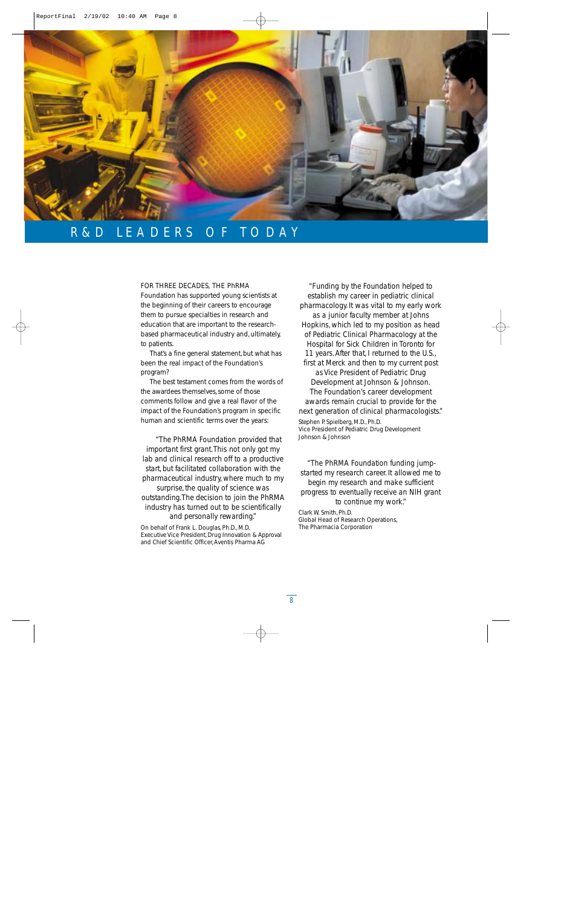# R&D LEADERS OF TODAY

FOR THREE DECADES, THE PhRMA Foundation has supported young scientists at the beginning of their careers to encourage them to pursue specialties in research and education that are important to the research-based pharmaceutical industry and, ultimately, to patients.

That's a fine general statement, but what has been the real impact of the Foundation's program?

The best testament comes from the words of the awardees themselves, some of those comments follow and give a real flavor of the impact of the Foundation's program in specific human and scientific terms over the years:

"The PhRMA Foundation provided that important first grant. This not only got my lab and clinical research off to a productive start, but facilitated collaboration with the pharmaceutical industry, where much to my surprise, the quality of science was outstanding. The decision to join the PhRMA industry has turned out to be scientifically and personally rewarding."

On behalf of Frank L. Douglas, Ph.D., M.D.
Executive Vice President, Drug Innovation & Approval and Chief Scientific Officer, Aventis Pharma AG

"Funding by the Foundation helped to establish my career in pediatric clinical pharmacology. It was vital to my early work as a junior faculty member at Johns Hopkins, which led to my position as head of Pediatric Clinical Pharmacology at the Hospital for Sick Children in Toronto for 11 years. After that, I returned to the U.S., first at Merck and then to my current post as Vice President of Pediatric Drug Development at Johnson & Johnson. The Foundation's career development awards remain crucial to provide for the next generation of clinical pharmacologists."

Stephen P. Spielberg, M.D., Ph.D.
Vice President of Pediatric Drug Development
Johnson & Johnson

"The PhRMA Foundation funding jump-started my research career. It allowed me to begin my research and make sufficient progress to eventually receive an NIH grant to continue my work."

Clark W. Smith, Ph.D.
Global Head of Research Operations,
The Pharmacia Corporation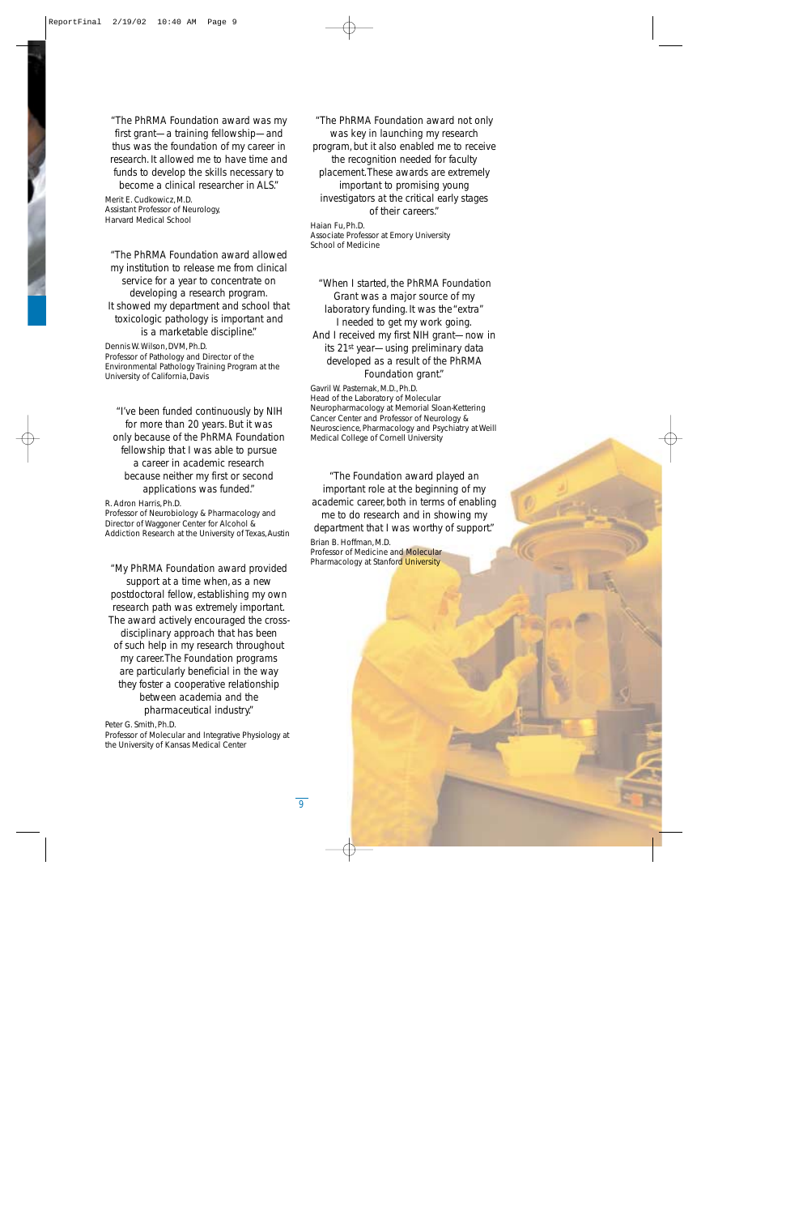"The PhRMA Foundation award was my first grant—a training fellowship—and thus was the foundation of my career in research. It allowed me to have time and funds to develop the skills necessary to become a clinical researcher in ALS."

Merit E. Cudkowicz, M.D.
Assistant Professor of Neurology,
Harvard Medical School

"The PhRMA Foundation award allowed my institution to release me from clinical service for a year to concentrate on developing a research program. It showed my department and school that toxicologic pathology is important and is a marketable discipline."

Dennis W. Wilson, DVM, Ph.D.
Professor of Pathology and Director of the Environmental Pathology Training Program at the University of California, Davis

"I've been funded continuously by NIH for more than 20 years. But it was only because of the PhRMA Foundation fellowship that I was able to pursue a career in academic research because neither my first or second applications was funded."

R. Adron Harris, Ph.D.
Professor of Neurobiology & Pharmacology and Director of Waggoner Center for Alcohol & Addiction Research at the University of Texas, Austin

"My PhRMA Foundation award provided support at a time when, as a new postdoctoral fellow, establishing my own research path was extremely important. The award actively encouraged the cross-disciplinary approach that has been of such help in my research throughout my career. The Foundation programs are particularly beneficial in the way they foster a cooperative relationship between academia and the pharmaceutical industry."

Peter G. Smith, Ph.D.
Professor of Molecular and Integrative Physiology at the University of Kansas Medical Center

"The PhRMA Foundation award not only was key in launching my research program, but it also enabled me to receive the recognition needed for faculty placement. These awards are extremely important to promising young investigators at the critical early stages of their careers."

Haian Fu, Ph.D.
Associate Professor at Emory University School of Medicine

"When I started, the PhRMA Foundation Grant was a major source of my laboratory funding. It was the "extra" I needed to get my work going. And I received my first NIH grant—now in its 21st year—using preliminary data developed as a result of the PhRMA Foundation grant."

Gavril W. Pasternak, M.D., Ph.D.
Head of the Laboratory of Molecular Neuropharmacology at Memorial Sloan-Kettering Cancer Center and Professor of Neurology & Neuroscience, Pharmacology and Psychiatry at Weill Medical College of Cornell University

"The Foundation award played an important role at the beginning of my academic career, both in terms of enabling me to do research and in showing my department that I was worthy of support."

Brian B. Hoffman, M.D.
Professor of Medicine and Molecular Pharmacology at Stanford University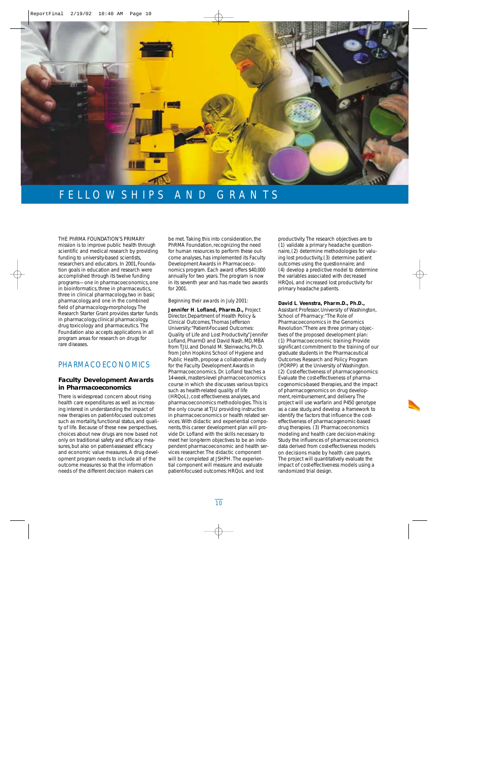# FELLOWSHIPS AND GRANTS

THE PhRMA FOUNDATION'S PRIMARY mission is to improve public health through scientific and medical research by providing funding to university-based scientists, researchers and educators. In 2001, Foundation goals in education and research were accomplished through its twelve funding programs—one in pharmacoeconomics, one in bioinformatics, three in pharmaceutics, three in clinical pharmacology, two in basic pharmacology, and one in the combined field of pharmacology-morphology. The Research Starter Grant provides starter funds in pharmacology, clinical pharmacology, drug toxicology and pharmaceutics. The Foundation also accepts applications in all program areas for research on drugs for rare diseases.

## PHARMACOECONOMICS

### Faculty Development Awards in Pharmacoeconomics

There is widespread concern about rising health care expenditures as well as increasing interest in understanding the impact of new therapies on patient-focused outcomes such as mortality, functional status, and quality of life. Because of these new perspectives, choices about new drugs are now based not only on traditional safety and efficacy measures, but also on patient-assessed efficacy and economic value measures. A drug development program needs to include all of the outcome measures so that the information needs of the different decision makers can be met. Taking this into consideration, the PhRMA Foundation, recognizing the need for human resources to perform these outcome analyses, has implemented its Faculty Development Awards in Pharmacoeconomics program. Each award offers $40,000 annually for two years. The program is now in its seventh year and has made two awards for 2001.

Beginning their awards in July 2001:

**Jennifer H. Lofland, Pharm.D.,** Project Director, Department of Health Policy & Clinical Outcomes, Thomas Jefferson University: "Patient-Focused Outcomes: Quality of Life and Lost Productivity." Jennifer Lofland, PharmD and David Nash, MD, MBA from TJU, and Donald M. Steinwachs, Ph.D. from John Hopkins School of Hygiene and Public Health, propose a collaborative study for the Faculty Development Awards in Pharmacoeconomics. Dr. Lofland teaches a 14-week, masters-level pharmacoeconomics course in which she discusses various topics such as health-related quality of life (HRQoL), cost effectiveness analyses, and pharmacoeconomics methodologies. This is the only course at TJU providing instruction in pharmacoeconomics or health related services. With didactic and experiential components, this career development plan will provide Dr. Lofland with the skills necessary to meet her long-term objectives to be an independent pharmacoeconomic and health services researcher. The didactic component will be completed at JSHPH. The experiential component will measure and evaluate patient-focused outcomes: HRQoL and lost productivity. The research objectives are to (1) validate a primary headache questionnaire, (2) determine methodologies for valuing lost productivity, (3) determine patient outcomes using the questionnaire; and (4) develop a predictive model to determine the variables associated with decreased HRQoL and increased lost productivity for primary headache patients.

**David L. Veenstra, Pharm.D., Ph.D.,** Assistant Professor, University of Washington, School of Pharmacy: "The Role of Pharmacoeconomics in the Genomics Revolution." There are three primary objectives of the proposed development plan: (1) Pharmacoeconomic training: Provide significant commitment to the training of our graduate students in the Pharmaceutical Outcomes Research and Policy Program (PORPP) at the University of Washington. (2) Cost-effectiveness of pharmacogenomics: Evaluate the cost-effectiveness of pharmacogenomics-based therapies, and the impact of pharmacogenomics on drug development, reimbursement, and delivery. The project will use warfarin and P450 genotype as a case study, and develop a framework to identify the factors that influence the cost-effectiveness of pharmacogenomic-based drug therapies. (3) Pharmacoeconomics modeling and health care decision-making: Study the influences of pharmacoeconomics data derived from cost-effectiveness models on decisions made by health care payors. The project will quantitatively evaluate the impact of cost-effectiveness models using a randomized trial design.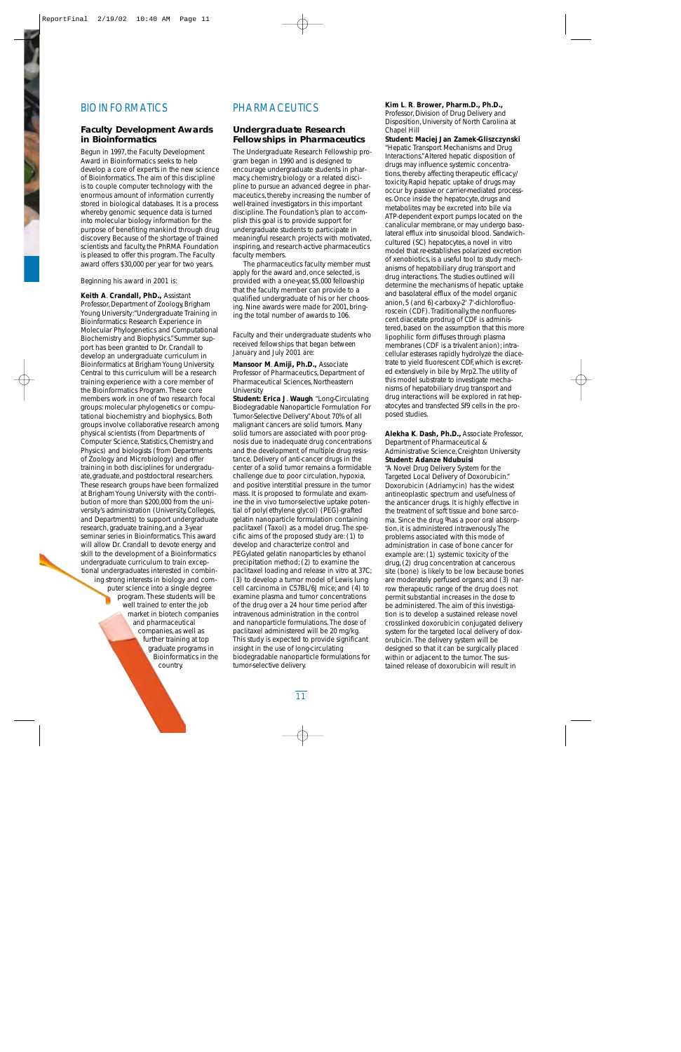## BIOINFORMATICS

### Faculty Development Awards in Bioinformatics

Begun in 1997, the Faculty Development Award in Bioinformatics seeks to help develop a core of experts in the new science of Bioinformatics. The aim of this discipline is to couple computer technology with the enormous amount of information currently stored in biological databases. It is a process whereby genomic sequence data is turned into molecular biology information for the purpose of benefiting mankind through drug discovery. Because of the shortage of trained scientists and faculty, the PhRMA Foundation is pleased to offer this program. The Faculty award offers $30,000 per year for two years.

Beginning his award in 2001 is:

**Keith A. Crandall, PhD.,** Assistant Professor, Department of Zoology, Brigham Young University: "Undergraduate Training in Bioinformatics: Research Experience in Molecular Phylogenetics and Computational Biochemistry and Biophysics." Summer support has been granted to Dr. Crandall to develop an undergraduate curriculum in Bioinformatics at Brigham Young University. Central to this curriculum will be a research training experience with a core member of the Bioinformatics Program. These core members work in one of two research focal groups: molecular phylogenetics or computational biochemistry and biophysics. Both groups involve collaborative research among physical scientists (from Departments of Computer Science, Statistics, Chemistry, and Physics) and biologists (from Departments of Zoology and Microbiology) and offer training in both disciplines for undergraduate, graduate, and postdoctoral researchers. These research groups have been formalized at Brigham Young University with the contribution of more than $200,000 from the university's administration (University, Colleges, and Departments) to support undergraduate research, graduate training, and a 3-year seminar series in Bioinformatics. This award will allow Dr. Crandall to devote energy and skill to the development of a Bioinformatics undergraduate curriculum to train exceptional undergraduates interested in combining strong interests in biology and computer science into a single degree program. These students will be well trained to enter the job market in biotech companies and pharmaceutical companies, as well as further training at top graduate programs in Bioinformatics in the country.

## PHARMACEUTICS

### Undergraduate Research Fellowships in Pharmaceutics

The Undergraduate Research Fellowship program began in 1990 and is designed to encourage undergraduate students in pharmacy, chemistry, biology or a related discipline to pursue an advanced degree in pharmaceutics, thereby increasing the number of well-trained investigators in this important discipline. The Foundation's plan to accomplish this goal is to provide support for undergraduate students to participate in meaningful research projects with motivated, inspiring, and research-active pharmaceutics faculty members.

The pharmaceutics faculty member must apply for the award and, once selected, is provided with a one-year, $5,000 fellowship that the faculty member can provide to a qualified undergraduate of his or her choosing. Nine awards were made for 2001, bringing the total number of awards to 106.

Faculty and their undergraduate students who received fellowships that began between January and July 2001 are:

**Mansoor M. Amiji, Ph.D.,** Associate Professor of Pharmaceutics, Department of Pharmaceutical Sciences, Northeastern University
**Student: Erica J. Waugh** "Long-Circulating Biodegradable Nanoparticle Formulation For Tumor-Selective Delivery." About 70% of all malignant cancers are solid tumors. Many solid tumors are associated with poor prognosis due to inadequate drug concentrations and the development of multiple drug resistance. Delivery of anti-cancer drugs in the center of a solid tumor remains a formidable challenge due to poor circulation, hypoxia, and positive interstitial pressure in the tumor mass. It is proposed to formulate and examine the in vivo tumor-selective uptake potential of poly(ethylene glycol) (PEG)-grafted gelatin nanoparticle formulation containing paclitaxel (Taxol) as a model drug. The specific aims of the proposed study are: (1) to develop and characterize control and PEGylated gelatin nanoparticles by ethanol precipitation method; (2) to examine the paclitaxel loading and release in vitro at 37C; (3) to develop a tumor model of Lewis lung cell carcinoma in C57BL/6J mice; and (4) to examine plasma and tumor concentrations of the drug over a 24 hour time period after intravenous administration in the control and nanoparticle formulations. The dose of paclitaxel administered will be 20 mg/kg. This study is expected to provide significant insight in the use of long-circulating biodegradable nanoparticle formulations for tumor-selective delivery.

**Kim L. R. Brower, Pharm.D., Ph.D.,** Professor, Division of Drug Delivery and Disposition, University of North Carolina at Chapel Hill
**Student: Maciej Jan Zamek-Gliszczynski** "Hepatic Transport Mechanisms and Drug Interactions." Altered hepatic disposition of drugs may influence systemic concentrations, thereby affecting therapeutic efficacy/toxicity. Rapid hepatic uptake of drugs may occur by passive or carrier-mediated processes. Once inside the hepatocyte, drugs and metabolites may be excreted into bile via ATP-dependent export pumps located on the canalicular membrane, or may undergo basolateral efflux into sinusoidal blood. Sandwich-cultured (SC) hepatocytes, a novel in vitro model that re-establishes polarized excretion of xenobiotics, is a useful tool to study mechanisms of hepatobiliary drug transport and drug interactions. The studies outlined will determine the mechanisms of hepatic uptake and basolateral efflux of the model organic anion, 5 (and 6)-carboxy-2' 7'-dichlorofluoroscein (CDF). Traditionally, the nonfluorescent diacetate prodrug of CDF is administered, based on the assumption that this more lipophilic form diffuses through plasma membranes (CDF is a trivalent anion); intracellular esterases rapidly hydrolyze the diacetrate to yield fluorescent CDF, which is excreted extensively in bile by Mrp2. The utility of this model substrate to investigate mechanisms of hepatobiliary drug transport and drug interactions will be explored in rat hepatocytes and transfected Sf9 cells in the proposed studies.

**Alekha K. Dash, Ph.D.,** Associate Professor, Department of Pharmaceutical & Administrative Science, Creighton University
**Student: Adanze Ndubuisi**
"A Novel Drug Delivery System for the Targeted Local Delivery of Doxorubicin." Doxorubicin (Adriamycin) has the widest antineoplastic spectrum and usefulness of the anticancer drugs. It is highly effective in the treatment of soft tissue and bone sarcoma. Since the drug has a poor oral absorption, it is administered intravenously. The problems associated with this mode of administration in case of bone cancer for example are: (1) systemic toxicity of the drug, (2) drug concentration at cancerous site (bone) is likely to be low because bones are moderately perfused organs; and (3) narrow therapeutic range of the drug does not permit substantial increases in the dose to be administered. The aim of this investigation is to develop a sustained release novel crosslinked doxorubicin conjugated delivery system for the targeted local delivery of doxorubicin. The delivery system will be designed so that it can be surgically placed within or adjacent to the tumor. The sustained release of doxorubicin will result in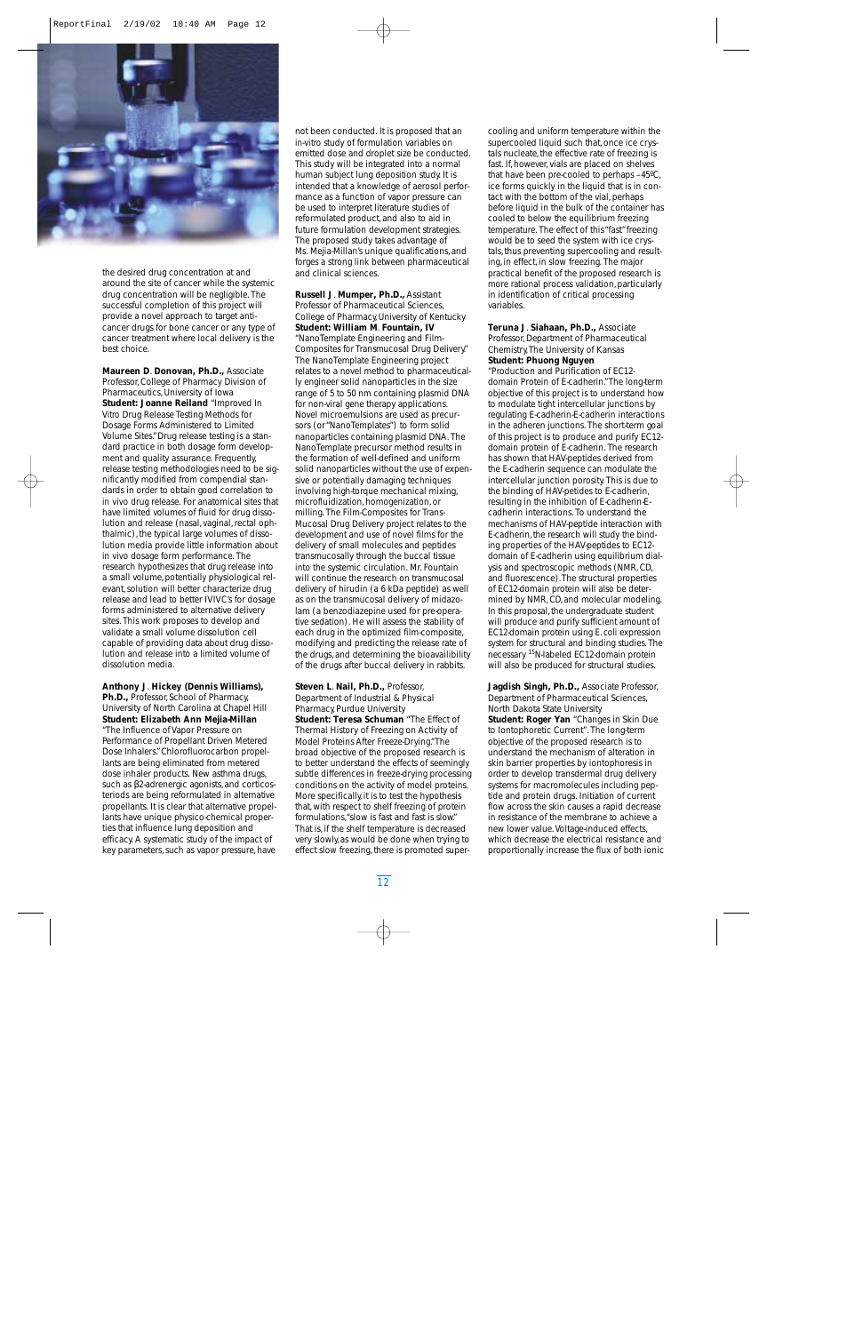the desired drug concentration at and around the site of cancer while the systemic drug concentration will be negligible. The successful completion of this project will provide a novel approach to target anti-cancer drugs for bone cancer or any type of cancer treatment where local delivery is the best choice.

**Maureen D. Donovan, Ph.D.,** Associate Professor, College of Pharmacy Division of Pharmaceutics, University of Iowa
**Student: Joanne Reiland** "Improved In Vitro Drug Release Testing Methods for Dosage Forms Administered to Limited Volume Sites." Drug release testing is a standard practice in both dosage form development and quality assurance. Frequently, release testing methodologies need to be significantly modified from compendial standards in order to obtain good correlation to in vivo drug release. For anatomical sites that have limited volumes of fluid for drug dissolution and release (nasal, vaginal, rectal ophthalmic), the typical large volumes of dissolution media provide little information about in vivo dosage form performance. The research hypothesizes that drug release into a small volume, potentially physiological relevant, solution will better characterize drug release and lead to better IVIVC's for dosage forms administered to alternative delivery sites. This work proposes to develop and validate a small volume dissolution cell capable of providing data about drug dissolution and release into a limited volume of dissolution media.

**Anthony J. Hickey (Dennis Williams), Ph.D.,** Professor, School of Pharmacy, University of North Carolina at Chapel Hill
**Student: Elizabeth Ann Mejia-Millan** "The Influence of Vapor Pressure on Performance of Propellant Driven Metered Dose Inhalers." Chlorofluorocarbon propellants are being eliminated from metered dose inhaler products. New asthma drugs, such as β2-adrenergic agonists, and corticosteriods are being reformulated in alternative propellants. It is clear that alternative propellants have unique physico-chemical properties that influence lung deposition and efficacy. A systematic study of the impact of key parameters, such as vapor pressure, have not been conducted. It is proposed that an in-vitro study of formulation variables on emitted dose and droplet size be conducted. This study will be integrated into a normal human subject lung deposition study. It is intended that a knowledge of aerosol performance as a function of vapor pressure can be used to interpret literature studies of reformulated product, and also to aid in future formulation development strategies. The proposed study takes advantage of Ms. Mejia-Millan's unique qualifications, and forges a strong link between pharmaceutical and clinical sciences.

**Russell J. Mumper, Ph.D.,** Assistant Professor of Pharmaceutical Sciences, College of Pharmacy, University of Kentucky
**Student: William M. Fountain, IV** "NanoTemplate Engineering and Film-Composites for Transmucosal Drug Delivery." The NanoTemplate Engineering project relates to a novel method to pharmaceutically engineer solid nanoparticles in the size range of 5 to 50 nm containing plasmid DNA for non-viral gene therapy applications. Novel microemulsions are used as precursors (or "NanoTemplates") to form solid nanoparticles containing plasmid DNA. The NanoTemplate precursor method results in the formation of well-defined and uniform solid nanoparticles without the use of expensive or potentially damaging techniques involving high-torque mechanical mixing, microfluidization, homogenization, or milling. The Film-Composites for Trans-Mucosal Drug Delivery project relates to the development and use of novel films for the delivery of small molecules and peptides transmucosally through the buccal tissue into the systemic circulation. Mr. Fountain will continue the research on transmucosal delivery of hirudin (a 6 kDa peptide) as well as on the transmucosal delivery of midazolam (a benzodiazepine used for pre-operative sedation). He will assess the stability of each drug in the optimized film-composite, modifying and predicting the release rate of the drugs, and determining the bioavailibility of the drugs after buccal delivery in rabbits.

**Steven L. Nail, Ph.D.,** Professor, Department of Industrial & Physical Pharmacy, Purdue University
**Student: Teresa Schuman** "The Effect of Thermal History of Freezing on Activity of Model Proteins After Freeze-Drying." The broad objective of the proposed research is to better understand the effects of seemingly subtle differences in freeze-drying processing conditions on the activity of model proteins. More specifically, it is to test the hypothesis that, with respect to shelf freezing of protein formulations, "slow is fast and fast is slow." That is, if the shelf temperature is decreased very slowly, as would be done when trying to effect slow freezing, there is promoted supercooling and uniform temperature within the supercooled liquid such that, once ice crystals nucleate, the effective rate of freezing is fast. If, however, vials are placed on shelves that have been pre-cooled to perhaps –45ºC, ice forms quickly in the liquid that is in contact with the bottom of the vial, perhaps before liquid in the bulk of the container has cooled to below the equilibrium freezing temperature. The effect of this "fast" freezing would be to seed the system with ice crystals, thus preventing supercooling and resulting, in effect, in slow freezing. The major practical benefit of the proposed research is more rational process validation, particularly in identification of critical processing variables.

**Teruna J. Siahaan, Ph.D.,** Associate Professor, Department of Pharmaceutical Chemistry, The University of Kansas
**Student: Phuong Nguyen** "Production and Purification of EC12-domain Protein of E-cadherin." The long-term objective of this project is to understand how to modulate tight intercellular junctions by regulating E-cadherin-E-cadherin interactions in the adheren junctions. The short-term goal of this project is to produce and purify EC12-domain protein of E-cadherin. The research has shown that HAV-peptides derived from the E-cadherin sequence can modulate the intercellular junction porosity. This is due to the binding of HAV-petides to E-cadherin, resulting in the inhibition of E-cadherin-E-cadherin interactions. To understand the mechanisms of HAV-peptide interaction with E-cadherin, the research will study the binding properties of the HAV-peptides to EC12-domain of E-cadherin using equilibrium dialysis and spectroscopic methods (NMR, CD, and fluorescence). The structural properties of EC12-domain protein will also be determined by NMR, CD, and molecular modeling. In this proposal, the undergraduate student will produce and purify sufficient amount of EC12-domain protein using E. coli expression system for structural and binding studies. The necessary $^{15}N$-labeled EC12-domain protein will also be produced for structural studies.

**Jagdish Singh, Ph.D.,** Associate Professor, Department of Pharmaceutical Sciences, North Dakota State University
**Student: Roger Yan** "Changes in Skin Due to Iontophoretic Current". The long-term objective of the proposed research is to understand the mechanism of alteration in skin barrier properties by iontophoresis in order to develop transdermal drug delivery systems for macromolecules including peptide and protein drugs. Initiation of current flow across the skin causes a rapid decrease in resistance of the membrane to achieve a new lower value. Voltage-induced effects, which decrease the electrical resistance and proportionally increase the flux of both ionic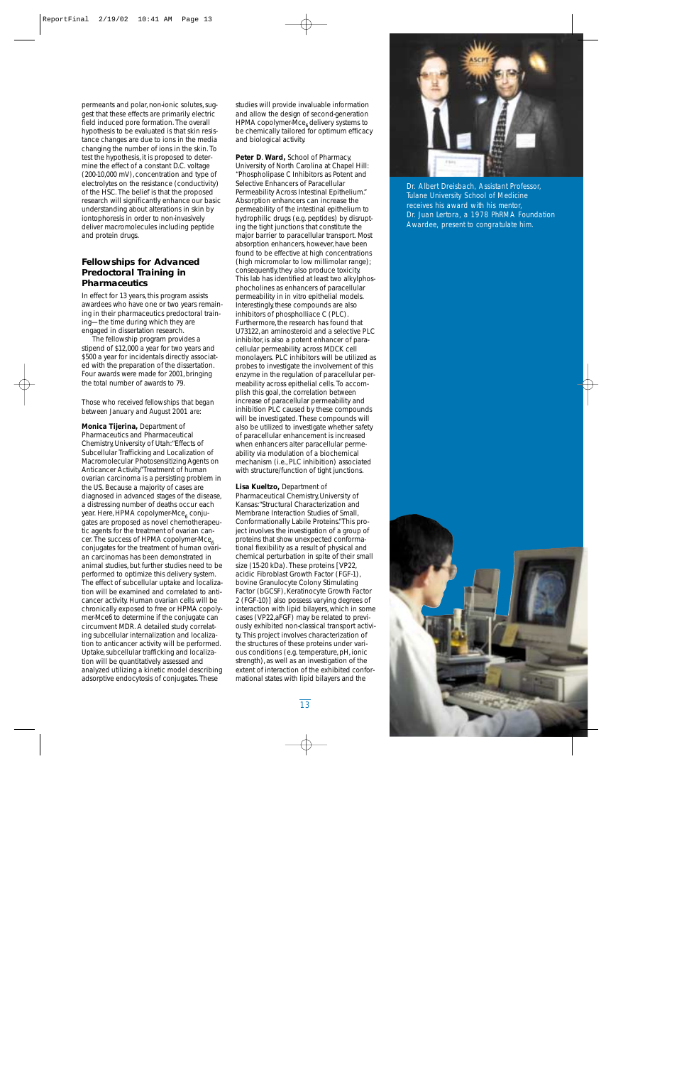permeants and polar, non-ionic solutes, suggest that these effects are primarily electric field induced pore formation. The overall hypothesis to be evaluated is that skin resistance changes are due to ions in the media changing the number of ions in the skin. To test the hypothesis, it is proposed to determine the effect of a constant D.C. voltage (200-10,000 mV), concentration and type of electrolytes on the resistance (conductivity) of the HSC. The belief is that the proposed research will significantly enhance our basic understanding about alterations in skin by iontophoresis in order to non-invasively deliver macromolecules including peptide and protein drugs.

## Fellowships for Advanced Predoctoral Training in Pharmaceutics

In effect for 13 years, this program assists awardees who have one or two years remaining in their pharmaceutics predoctoral training—the time during which they are engaged in dissertation research.

The fellowship program provides a stipend of $12,000 a year for two years and $500 a year for incidentals directly associated with the preparation of the dissertation. Four awards were made for 2001, bringing the total number of awards to 79.

Those who received fellowships that began between January and August 2001 are:

**Monica Tijerina,** Department of Pharmaceutics and Pharmaceutical Chemistry, University of Utah: "Effects of Subcellular Trafficking and Localization of Macromolecular Photosensitizing Agents on Anticancer Activity." Treatment of human ovarian carcinoma is a persisting problem in the US. Because a majority of cases are diagnosed in advanced stages of the disease, a distressing number of deaths occur each year. Here, HPMA copolymer-Mce$_6$ conjugates are proposed as novel chemotherapeutic agents for the treatment of ovarian cancer. The success of HPMA copolymer-Mce$_6$ conjugates for the treatment of human ovarian carcinomas has been demonstrated in animal studies, but further studies need to be performed to optimize this delivery system. The effect of subcellular uptake and localization will be examined and correlated to anticancer activity. Human ovarian cells will be chronically exposed to free or HPMA copolymer-Mce6 to determine if the conjugate can circumvent MDR. A detailed study correlating subcellular internalization and localization to anticancer activity will be performed. Uptake, subcellular trafficking and localization will be quantitatively assessed and analyzed utilizing a kinetic model describing adsorptive endocytosis of conjugates. These studies will provide invaluable information and allow the design of second-generation HPMA copolymer-Mce$_6$ delivery systems to be chemically tailored for optimum efficacy and biological activity.

**Peter D. Ward,** School of Pharmacy, University of North Carolina at Chapel Hill: "Phospholipase C Inhibitors as Potent and Selective Enhancers of Paracellular Permeability Across Intestinal Epithelium." Absorption enhancers can increase the permeability of the intestinal epithelium to hydrophilic drugs (e.g. peptides) by disrupting the tight junctions that constitute the major barrier to paracellular transport. Most absorption enhancers, however, have been found to be effective at high concentrations (high micromolar to low millimolar range); consequently, they also produce toxicity. This lab has identified at least two alkylphosphocholines as enhancers of paracellular permeability in in vitro epithelial models. Interestingly, these compounds are also inhibitors of phospholliace C (PLC). Furthermore, the research has found that U73122, an aminosteroid and a selective PLC inhibitor, is also a potent enhancer of paracellular permeability across MDCK cell monolayers. PLC inhibitors will be utilized as probes to investigate the involvement of this enzyme in the regulation of paracellular permeability across epithelial cells. To accomplish this goal, the correlation between increase of paracellular permeability and inhibition PLC caused by these compounds will be investigated. These compounds will also be utilized to investigate whether safety of paracellular enhancement is increased when enhancers alter paracellular permeability via modulation of a biochemical mechanism (i.e., PLC inhibition) associated with structure/function of tight junctions.

**Lisa Kueltzo,** Department of Pharmaceutical Chemistry, University of Kansas: "Structural Characterization and Membrane Interaction Studies of Small, Conformationally Labile Proteins." This project involves the investigation of a group of proteins that show unexpected conformational flexibility as a result of physical and chemical perturbation in spite of their small size (15-20 kDa). These proteins [VP22, acidic Fibroblast Growth Factor (FGF-1), bovine Granulocyte Colony Stimulating Factor (bGCSF), Keratinocyte Growth Factor 2 (FGF-10)] also possess varying degrees of interaction with lipid bilayers, which in some cases (VP22, aFGF) may be related to previously exhibited non-classical transport activity. This project involves characterization of the structures of these proteins under various conditions (e.g. temperature, pH, ionic strength), as well as an investigation of the extent of interaction of the exhibited conformational states with lipid bilayers and the

Dr. Albert Dreisbach, Assistant Professor, Tulane University School of Medicine receives his award with his mentor, Dr. Juan Lertora, a 1978 PhRMA Foundation Awardee, present to congratulate him.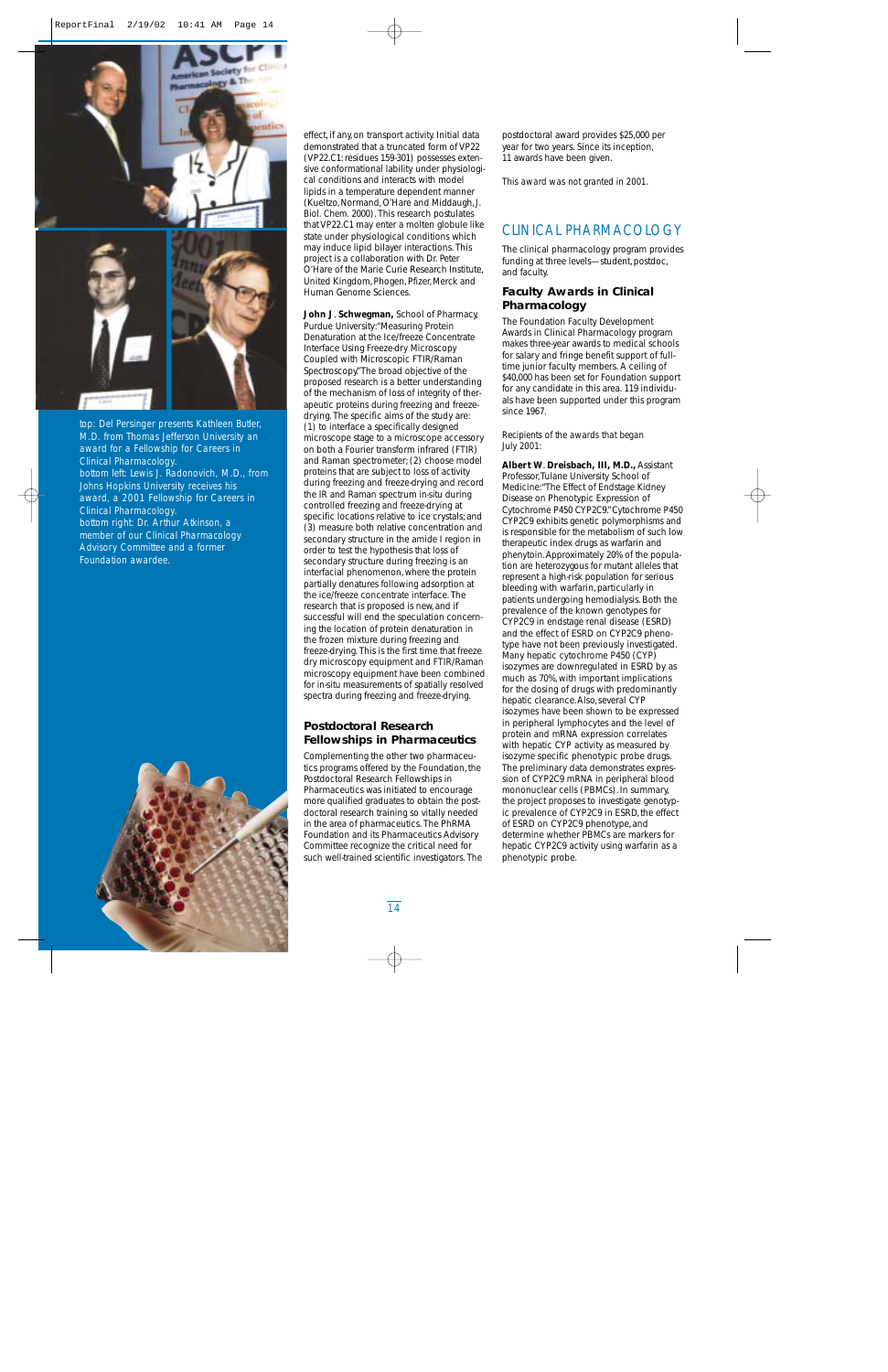top: Del Persinger presents Kathleen Butler, M.D. from Thomas Jefferson University an award for a Fellowship for Careers in Clinical Pharmacology.
bottom left: Lewis J. Radonovich, M.D., from Johns Hopkins University receives his award, a 2001 Fellowship for Careers in Clinical Pharmacology.
bottom right: Dr. Arthur Atkinson, a member of our Clinical Pharmacology Advisory Committee and a former Foundation awardee.

effect, if any, on transport activity. Initial data demonstrated that a truncated form of VP22 (VP22.C1: residues 159-301) possesses extensive conformational lability under physiological conditions and interacts with model lipids in a temperature dependent manner (Kueltzo, Normand, O'Hare and Middaugh, J. Biol. Chem. 2000). This research postulates that VP22.C1 may enter a molten globule like state under physiological conditions which may induce lipid bilayer interactions. This project is a collaboration with Dr. Peter O'Hare of the Marie Curie Research Institute, United Kingdom, Phogen, Pfizer, Merck and Human Genome Sciences.

**John J. Schwegman,** School of Pharmacy, Purdue University: "Measuring Protein Denaturation at the Ice/freeze Concentrate Interface Using Freeze-dry Microscopy Coupled with Microscopic FTIR/Raman Spectroscopy." The broad objective of the proposed research is a better understanding of the mechanism of loss of integrity of therapeutic proteins during freezing and freeze-drying. The specific aims of the study are: (1) to interface a specifically designed microscope stage to a microscope accessory on both a Fourier transform infrared (FTIR) and Raman spectrometer; (2) choose model proteins that are subject to loss of activity during freezing and freeze-drying and record the IR and Raman spectrum in-situ during controlled freezing and freeze-drying at specific locations relative to ice crystals; and (3) measure both relative concentration and secondary structure in the amide I region in order to test the hypothesis that loss of secondary structure during freezing is an interfacial phenomenon, where the protein partially denatures following adsorption at the ice/freeze concentrate interface. The research that is proposed is new, and if successful will end the speculation concerning the location of protein denaturation in the frozen mixture during freezing and freeze-drying. This is the first time that freeze dry microscopy equipment and FTIR/Raman microscopy equipment have been combined for in-situ measurements of spatially resolved spectra during freezing and freeze-drying.

### Postdoctoral Research Fellowships in Pharmaceutics

Complementing the other two pharmaceutics programs offered by the Foundation, the Postdoctoral Research Fellowships in Pharmaceutics was initiated to encourage more qualified graduates to obtain the postdoctoral research training so vitally needed in the area of pharmaceutics. The PhRMA Foundation and its Pharmaceutics Advisory Committee recognize the critical need for such well-trained scientific investigators. The postdoctoral award provides $25,000 per year for two years. Since its inception, 11 awards have been given.

This award was not granted in 2001.

## CLINICAL PHARMACOLOGY

The clinical pharmacology program provides funding at three levels—student, postdoc, and faculty.

### Faculty Awards in Clinical Pharmacology

The Foundation Faculty Development Awards in Clinical Pharmacology program makes three-year awards to medical schools for salary and fringe benefit support of full-time junior faculty members. A ceiling of $40,000 has been set for Foundation support for any candidate in this area. 119 individuals have been supported under this program since 1967.

Recipients of the awards that began July 2001:

**Albert W. Dreisbach, III, M.D.,** Assistant Professor, Tulane University School of Medicine: "The Effect of Endstage Kidney Disease on Phenotypic Expression of Cytochrome P450 CYP2C9." Cytochrome P450 CYP2C9 exhibits genetic polymorphisms and is responsible for the metabolism of such low therapeutic index drugs as warfarin and phenytoin. Approximately 20% of the population are heterozygous for mutant alleles that represent a high-risk population for serious bleeding with warfarin, particularly in patients undergoing hemodialysis. Both the prevalence of the known genotypes for CYP2C9 in endstage renal disease (ESRD) and the effect of ESRD on CYP2C9 phenotype have not been previously investigated. Many hepatic cytochrome P450 (CYP) isozymes are downregulated in ESRD by as much as 70%, with important implications for the dosing of drugs with predominantly hepatic clearance. Also, several CYP isozymes have been shown to be expressed in peripheral lymphocytes and the level of protein and mRNA expression correlates with hepatic CYP activity as measured by isozyme specific phenotypic probe drugs. The preliminary data demonstrates expression of CYP2C9 mRNA in peripheral blood mononuclear cells (PBMCs). In summary, the project proposes to investigate genotypic prevalence of CYP2C9 in ESRD, the effect of ESRD on CYP2C9 phenotype, and determine whether PBMCs are markers for hepatic CYP2C9 activity using warfarin as a phenotypic probe.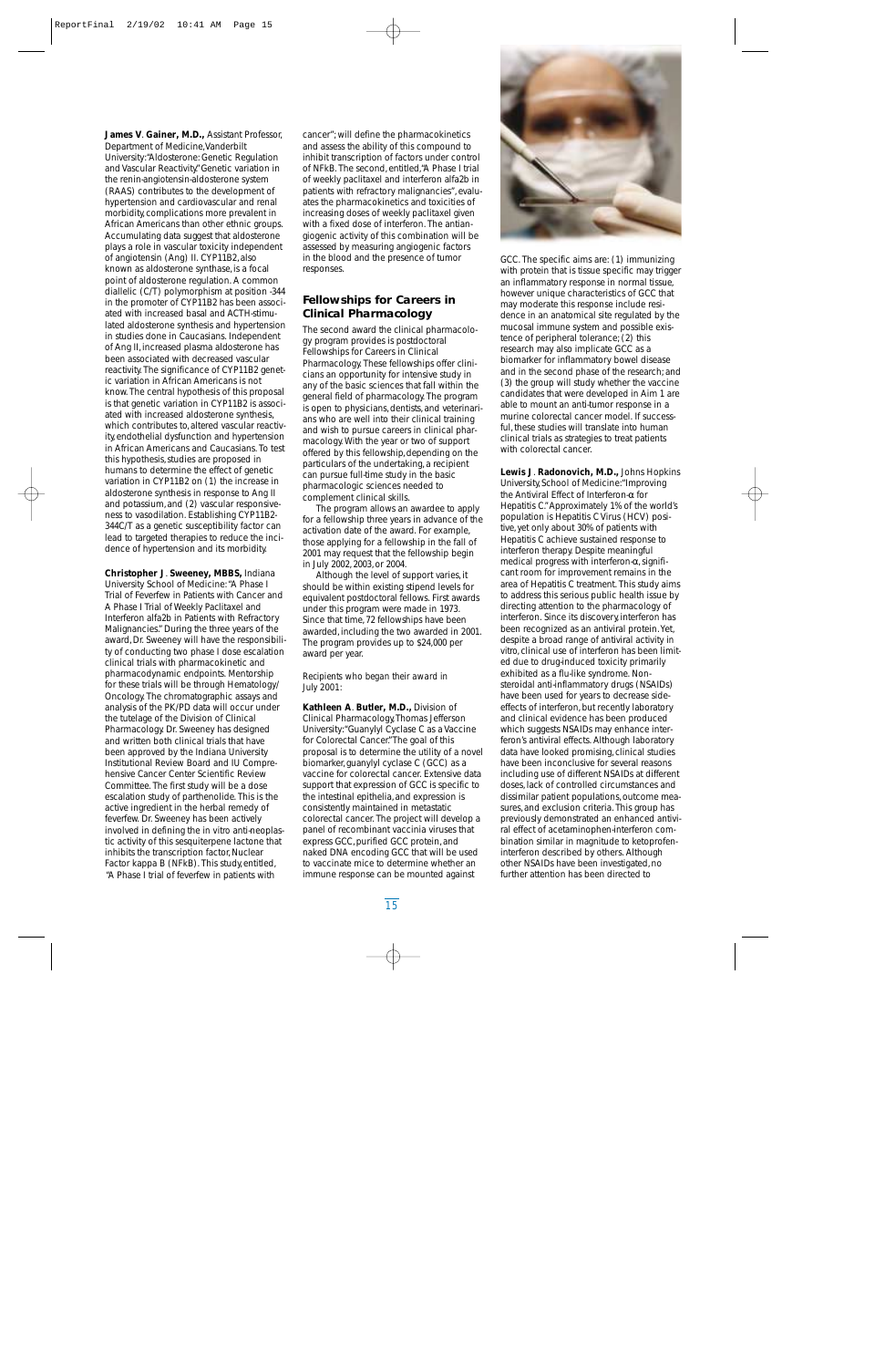**James V. Gainer, M.D.,** Assistant Professor, Department of Medicine, Vanderbilt University: "Aldosterone: Genetic Regulation and Vascular Reactivity." Genetic variation in the renin-angiotensin-aldosterone system (RAAS) contributes to the development of hypertension and cardiovascular and renal morbidity, complications more prevalent in African Americans than other ethnic groups. Accumulating data suggest that aldosterone plays a role in vascular toxicity independent of angiotensin (Ang) II. CYP11B2, also known as aldosterone synthase, is a focal point of aldosterone regulation. A common diallelic (C/T) polymorphism at position -344 in the promoter of CYP11B2 has been associated with increased basal and ACTH-stimulated aldosterone synthesis and hypertension in studies done in Caucasians. Independent of Ang II, increased plasma aldosterone has been associated with decreased vascular reactivity. The significance of CYP11B2 genetic variation in African Americans is not know. The central hypothesis of this proposal is that genetic variation in CYP11B2 is associated with increased aldosterone synthesis, which contributes to, altered vascular reactivity, endothelial dysfunction and hypertension in African Americans and Caucasians. To test this hypothesis, studies are proposed in humans to determine the effect of genetic variation in CYP11B2 on (1) the increase in aldosterone synthesis in response to Ang II and potassium, and (2) vascular responsiveness to vasodilation. Establishing CYP11B2-344C/T as a genetic susceptibility factor can lead to targeted therapies to reduce the incidence of hypertension and its morbidity.

**Christopher J. Sweeney, MBBS,** Indiana University School of Medicine: "A Phase I Trial of Feverfew in Patients with Cancer and A Phase I Trial of Weekly Paclitaxel and Interferon alfa2b in Patients with Refractory Malignancies." During the three years of the award, Dr. Sweeney will have the responsibility of conducting two phase I dose escalation clinical trials with pharmacokinetic and pharmacodynamic endpoints. Mentorship for these trials will be through Hematology/Oncology. The chromatographic assays and analysis of the PK/PD data will occur under the tutelage of the Division of Clinical Pharmacology. Dr. Sweeney has designed and written both clinical trials that have been approved by the Indiana University Institutional Review Board and IU Comprehensive Cancer Center Scientific Review Committee. The first study will be a dose escalation study of parthenolide. This is the active ingredient in the herbal remedy of feverfew. Dr. Sweeney has been actively involved in defining the in vitro anti-neoplastic activity of this sesquiterpene lactone that inhibits the transcription factor, Nuclear Factor kappa B (NFkB). This study, entitled, "A Phase I trial of feverfew in patients with cancer"; will define the pharmacokinetics and assess the ability of this compound to inhibit transcription of factors under control of NFkB. The second, entitled, "A Phase I trial of weekly paclitaxel and interferon alfa2b in patients with refractory malignancies", evaluates the pharmacokinetics and toxicities of increasing doses of weekly paclitaxel given with a fixed dose of interferon. The antiangiogenic activity of this combination will be assessed by measuring angiogenic factors in the blood and the presence of tumor responses.

## Fellowships for Careers in Clinical Pharmacology

The second award the clinical pharmacology program provides is postdoctoral Fellowships for Careers in Clinical Pharmacology. These fellowships offer clinicians an opportunity for intensive study in any of the basic sciences that fall within the general field of pharmacology. The program is open to physicians, dentists, and veterinarians who are well into their clinical training and wish to pursue careers in clinical pharmacology. With the year or two of support offered by this fellowship, depending on the particulars of the undertaking, a recipient can pursue full-time study in the basic pharmacologic sciences needed to complement clinical skills.

The program allows an awardee to apply for a fellowship three years in advance of the activation date of the award. For example, those applying for a fellowship in the fall of 2001 may request that the fellowship begin in July 2002, 2003, or 2004.

Although the level of support varies, it should be within existing stipend levels for equivalent postdoctoral fellows. First awards under this program were made in 1973. Since that time, 72 fellowships have been awarded, including the two awarded in 2001. The program provides up to $24,000 per award per year.

*Recipients who began their award in July 2001:*

**Kathleen A. Butler, M.D.,** Division of Clinical Pharmacology, Thomas Jefferson University: "Guanylyl Cyclase C as a Vaccine for Colorectal Cancer." The goal of this proposal is to determine the utility of a novel biomarker, guanylyl cyclase C (GCC) as a vaccine for colorectal cancer. Extensive data support that expression of GCC is specific to the intestinal epithelia, and expression is consistently maintained in metastatic colorectal cancer. The project will develop a panel of recombinant vaccinia viruses that express GCC, purified GCC protein, and naked DNA encoding GCC that will be used to vaccinate mice to determine whether an immune response can be mounted against GCC. The specific aims are: (1) immunizing with protein that is tissue specific may trigger an inflammatory response in normal tissue, however unique characteristics of GCC that may moderate this response include residence in an anatomical site regulated by the mucosal immune system and possible existence of peripheral tolerance; (2) this research may also implicate GCC as a biomarker for inflammatory bowel disease and in the second phase of the research; and (3) the group will study whether the vaccine candidates that were developed in Aim 1 are able to mount an anti-tumor response in a murine colorectal cancer model. If successful, these studies will translate into human clinical trials as strategies to treat patients with colorectal cancer.

**Lewis J. Radonovich, M.D.,** Johns Hopkins University, School of Medicine: "Improving the Antiviral Effect of Interferon-α for Hepatitis C." Approximately 1% of the world's population is Hepatitis C Virus (HCV) positive, yet only about 30% of patients with Hepatitis C achieve sustained response to interferon therapy. Despite meaningful medical progress with interferon-α, significant room for improvement remains in the area of Hepatitis C treatment. This study aims to address this serious public health issue by directing attention to the pharmacology of interferon. Since its discovery, interferon has been recognized as an antiviral protein. Yet, despite a broad range of antiviral activity in vitro, clinical use of interferon has been limited due to drug-induced toxicity primarily exhibited as a flu-like syndrome. Nonsteroidal anti-inflammatory drugs (NSAIDs) have been used for years to decrease side-effects of interferon, but recently laboratory and clinical evidence has been produced which suggests NSAIDs may enhance interferon's antiviral effects. Although laboratory data have looked promising, clinical studies have been inconclusive for several reasons including use of different NSAIDs at different doses, lack of controlled circumstances and dissimilar patient populations, outcome measures, and exclusion criteria. This group has previously demonstrated an enhanced antiviral effect of acetaminophen-interferon combination similar in magnitude to ketoprofen-interferon described by others. Although other NSAIDs have been investigated, no further attention has been directed to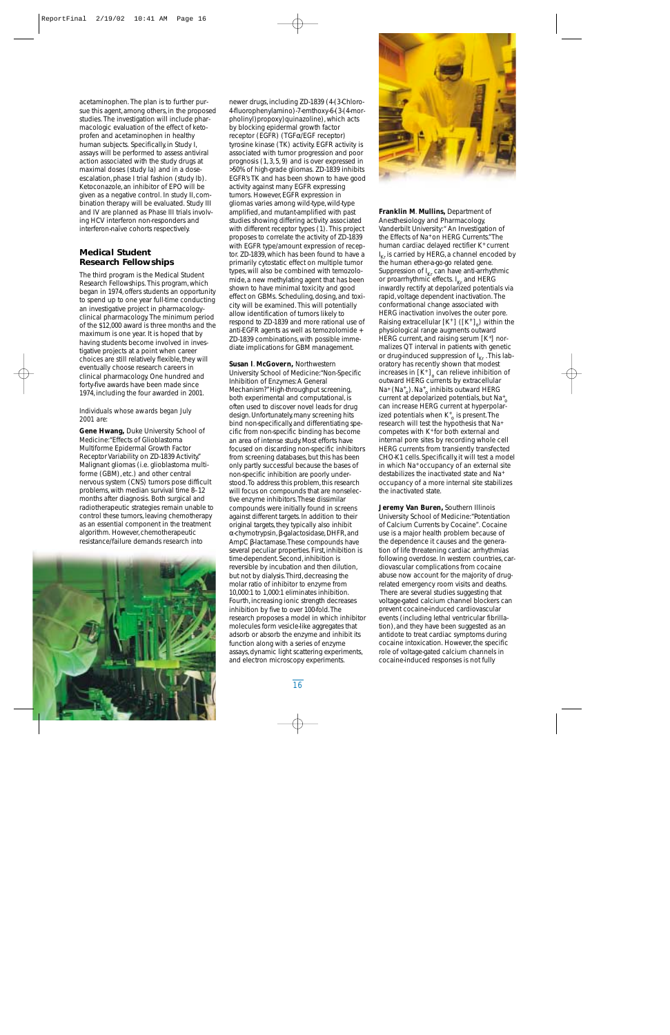acetaminophen. The plan is to further pursue this agent, among others, in the proposed studies. The investigation will include pharmacologic evaluation of the effect of ketoprofen and acetaminophen in healthy human subjects. Specifically, in Study I, assays will be performed to assess antiviral action associated with the study drugs at maximal doses (study Ia) and in a dose-escalation, phase I trial fashion (study Ib). Ketoconazole, an inhibitor of EPO will be given as a negative control. In study II, combination therapy will be evaluated. Study III and IV are planned as Phase III trials involving HCV interferon non-responders and interferon-naïve cohorts respectively.

## Medical Student Research Fellowships

The third program is the Medical Student Research Fellowships. This program, which began in 1974, offers students an opportunity to spend up to one year full-time conducting an investigative project in pharmacology-clinical pharmacology. The minimum period of the $12,000 award is three months and the maximum is one year. It is hoped that by having students become involved in investigative projects at a point when career choices are still relatively flexible, they will eventually choose research careers in clinical pharmacology. One hundred and forty-five awards have been made since 1974, including the four awarded in 2001.

Individuals whose awards began July 2001 are:

**Gene Hwang,** Duke University School of Medicine: "Effects of Glioblastoma Multiforme Epidermal Growth Factor Receptor Variability on ZD-1839 Activity." Malignant gliomas (i.e. glioblastoma multiforme (GBM), etc.) and other central nervous system (CNS) tumors pose difficult problems, with median survival time 8–12 months after diagnosis. Both surgical and radiotherapeutic strategies remain unable to control these tumors, leaving chemotherapy as an essential component in the treatment algorithm. However, chemotherapeutic resistance/failure demands research into newer drugs, including ZD-1839 (4-(3-Chloro-4-fluorophenylamino)-7-emthoxy-6-(3-(4-morpholinyl)propoxy)quinazoline), which acts by blocking epidermal growth factor receptor (EGFR) (TGFα/EGF receptor) tyrosine kinase (TK) activity. EGFR activity is associated with tumor progression and poor prognosis (1, 3, 5, 9) and is over expressed in >50% of high-grade gliomas. ZD-1839 inhibits EGFR's TK and has been shown to have good activity against many EGFR expressing tumors. However, EGFR expression in gliomas varies among wild-type, wild-type amplified, and mutant-amplified with past studies showing differing activity associated with different receptor types (1). This project proposes to correlate the activity of ZD-1839 with EGFR type/amount expression of receptor. ZD-1839, which has been found to have a primarily cytostatic effect on multiple tumor types, will also be combined with temozolomide, a new methylating agent that has been shown to have minimal toxicity and good effect on GBMs. Scheduling, dosing, and toxicity will be examined. This will potentially allow identification of tumors likely to respond to ZD-1839 and more rational use of anti-EGFR agents as well as temozolomide + ZD-1839 combinations, with possible immediate implications for GBM management.

**Susan I. McGovern,** Northwestern University School of Medicine: "Non-Specific Inhibition of Enzymes: A General Mechanism?" High-throughput screening, both experimental and computational, is often used to discover novel leads for drug design. Unfortunately, many screening hits bind non-specifically, and differentiating specific from non-specific binding has become an area of intense study. Most efforts have focused on discarding non-specific inhibitors from screening databases, but this has been only partly successful because the bases of non-specific inhibition are poorly understood. To address this problem, this research will focus on compounds that are nonselective enzyme inhibitors. These dissimilar compounds were initially found in screens against different targets. In addition to their original targets, they typically also inhibit α-chymotrypsin, β-galactosidase, DHFR, and AmpC β-lactamase. These compounds have several peculiar properties. First, inhibition is time-dependent. Second, inhibition is reversible by incubation and then dilution, but not by dialysis. Third, decreasing the molar ratio of inhibitor to enzyme from 10,000:1 to 1,000:1 eliminates inhibition. Fourth, increasing ionic strength decreases inhibition by five to over 100-fold. The research proposes a model in which inhibitor molecules form vesicle-like aggregates that adsorb or absorb the enzyme and inhibit its function along with a series of enzyme assays, dynamic light scattering experiments, and electron microscopy experiments.

**Franklin M. Mullins,** Department of Anesthesiology and Pharmacology, Vanderbilt University: "An Investigation of the Effects of $Na^+$ on HERG Currents." The human cardiac delayed rectifier $K^+$ current $I_{Kr}$ is carried by HERG, a channel encoded by the human ether-a-go-go related gene. Suppression of $I_{Kr}$ can have anti-arrhythmic or proarrhythmic effects. $I_{Kr}$ and HERG inwardly rectify at depolarized potentials via rapid, voltage dependent inactivation. The conformational change associated with HERG inactivation involves the outer pore. Raising extracellular $[K^+]$ ($[K^+]_o$) within the physiological range augments outward HERG current, and raising serum $[K^+]$ normalizes QT interval in patients with genetic or drug-induced suppression of $I_{Kr}$. This laboratory has recently shown that modest increases in $[K^+]_o$ can relieve inhibition of outward HERG currents by extracellular $Na^+$ ($Na^+_o$). $Na^+_o$ inhibits outward HERG current at depolarized potentials, but $Na^+_o$ can increase HERG current at hyperpolarized potentials when $K^+_o$ is present. The research will test the hypothesis that $Na^+$ competes with $K^+$ for both external and internal pore sites by recording whole cell HERG currents from transiently transfected CHO-K1 cells. Specifically, it will test a model in which $Na^+$ occupancy of an external site destabilizes the inactivated state and $Na^+$ occupancy of a more internal site stabilizes the inactivated state.

**Jeremy Van Buren,** Southern Illinois University School of Medicine: "Potentiation of Calcium Currents by Cocaine". Cocaine use is a major health problem because of the dependence it causes and the generation of life threatening cardiac arrhythmias following overdose. In western countries, cardiovascular complications from cocaine abuse now account for the majority of drug-related emergency room visits and deaths. There are several studies suggesting that voltage-gated calcium channel blockers can prevent cocaine-induced cardiovascular events (including lethal ventricular fibrillation), and they have been suggested as an antidote to treat cardiac symptoms during cocaine intoxication. However, the specific role of voltage-gated calcium channels in cocaine-induced responses is not fully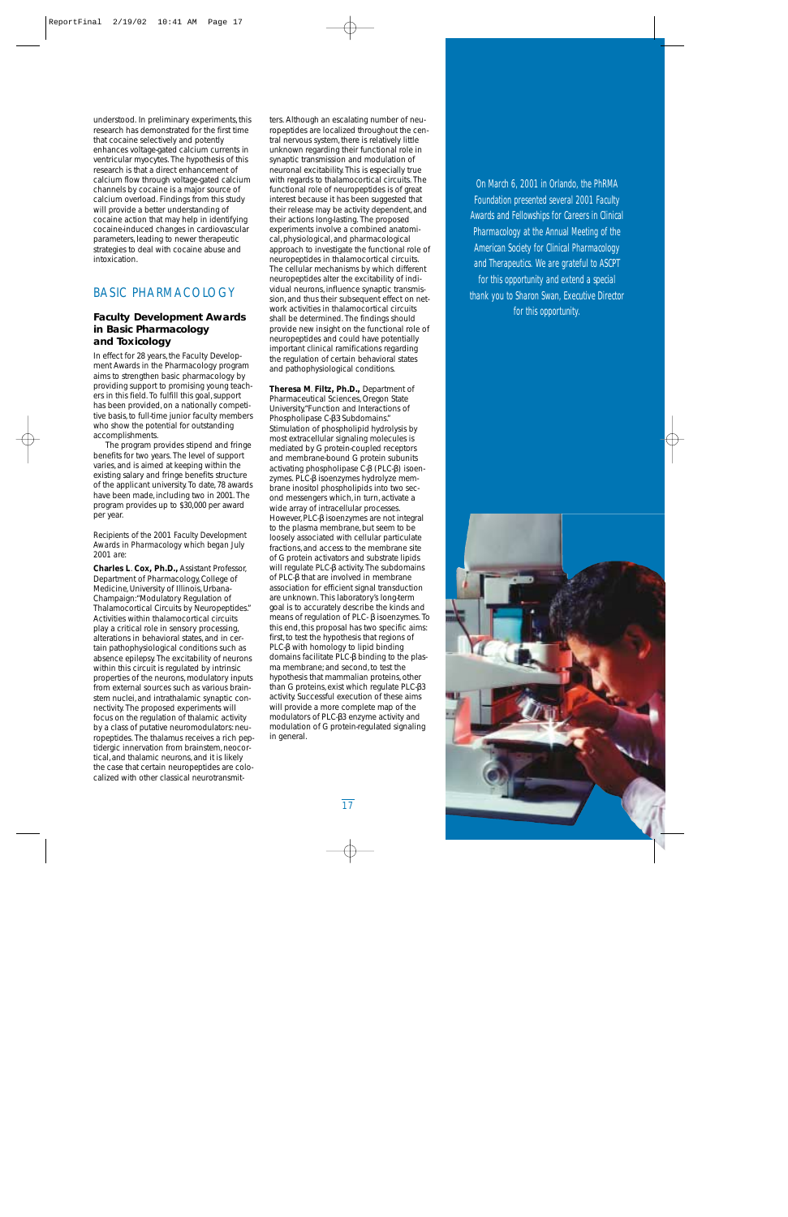understood. In preliminary experiments, this research has demonstrated for the first time that cocaine selectively and potently enhances voltage-gated calcium currents in ventricular myocytes. The hypothesis of this research is that a direct enhancement of calcium flow through voltage-gated calcium channels by cocaine is a major source of calcium overload. Findings from this study will provide a better understanding of cocaine action that may help in identifying cocaine-induced changes in cardiovascular parameters, leading to newer therapeutic strategies to deal with cocaine abuse and intoxication.

## BASIC PHARMACOLOGY

### Faculty Development Awards in Basic Pharmacology and Toxicology

In effect for 28 years, the Faculty Development Awards in the Pharmacology program aims to strengthen basic pharmacology by providing support to promising young teachers in this field. To fulfill this goal, support has been provided, on a nationally competitive basis, to full-time junior faculty members who show the potential for outstanding accomplishments.

The program provides stipend and fringe benefits for two years. The level of support varies, and is aimed at keeping within the existing salary and fringe benefits structure of the applicant university. To date, 78 awards have been made, including two in 2001. The program provides up to $30,000 per award per year.

Recipients of the 2001 Faculty Development Awards in Pharmacology which began July 2001 are:

**Charles L. Cox, Ph.D.,** Assistant Professor, Department of Pharmacology, College of Medicine, University of Illinois, Urbana-Champaign: "Modulatory Regulation of Thalamocortical Circuits by Neuropeptides." Activities within thalamocortical circuits play a critical role in sensory processing, alterations in behavioral states, and in certain pathophysiological conditions such as absence epilepsy. The excitability of neurons within this circuit is regulated by intrinsic properties of the neurons, modulatory inputs from external sources such as various brainstem nuclei, and intrathalamic synaptic connectivity. The proposed experiments will focus on the regulation of thalamic activity by a class of putative neuromodulators: neuropeptides. The thalamus receives a rich peptidergic innervation from brainstem, neocortical, and thalamic neurons, and it is likely the case that certain neuropeptides are colocalized with other classical neurotransmitters. Although an escalating number of neuropeptides are localized throughout the central nervous system, there is relatively little unknown regarding their functional role in synaptic transmission and modulation of neuronal excitability. This is especially true with regards to thalamocortical circuits. The functional role of neuropeptides is of great interest because it has been suggested that their release may be activity dependent, and their actions long-lasting. The proposed experiments involve a combined anatomical, physiological, and pharmacological approach to investigate the functional role of neuropeptides in thalamocortical circuits. The cellular mechanisms by which different neuropeptides alter the excitability of individual neurons, influence synaptic transmission, and thus their subsequent effect on network activities in thalamocortical circuits shall be determined. The findings should provide new insight on the functional role of neuropeptides and could have potentially important clinical ramifications regarding the regulation of certain behavioral states and pathophysiological conditions.

**Theresa M. Filtz, Ph.D.,** Department of Pharmaceutical Sciences, Oregon State University, "Function and Interactions of Phospholipase C-β3 Subdomains." Stimulation of phospholipid hydrolysis by most extracellular signaling molecules is mediated by G protein-coupled receptors and membrane-bound G protein subunits activating phospholipase C-β (PLC-β) isoenzymes. PLC-β isoenzymes hydrolyze membrane inositol phospholipids into two second messengers which, in turn, activate a wide array of intracellular processes. However, PLC-β isoenzymes are not integral to the plasma membrane, but seem to be loosely associated with cellular particulate fractions, and access to the membrane site of G protein activators and substrate lipids will regulate PLC-β activity. The subdomains of PLC-β that are involved in membrane association for efficient signal transduction are unknown. This laboratory's long-term goal is to accurately describe the kinds and means of regulation of PLC-β isoenzymes. To this end, this proposal has two specific aims: first, to test the hypothesis that regions of PLC-β with homology to lipid binding domains facilitate PLC-β binding to the plasma membrane; and second, to test the hypothesis that mammalian proteins, other than G proteins, exist which regulate PLC-β3 activity. Successful execution of these aims will provide a more complete map of the modulators of PLC-β3 enzyme activity and modulation of G protein-regulated signaling in general.

On March 6, 2001 in Orlando, the PhRMA Foundation presented several 2001 Faculty Awards and Fellowships for Careers in Clinical Pharmacology at the Annual Meeting of the American Society for Clinical Pharmacology and Therapeutics. We are grateful to ASCPT for this opportunity and extend a special thank you to Sharon Swan, Executive Director for this opportunity.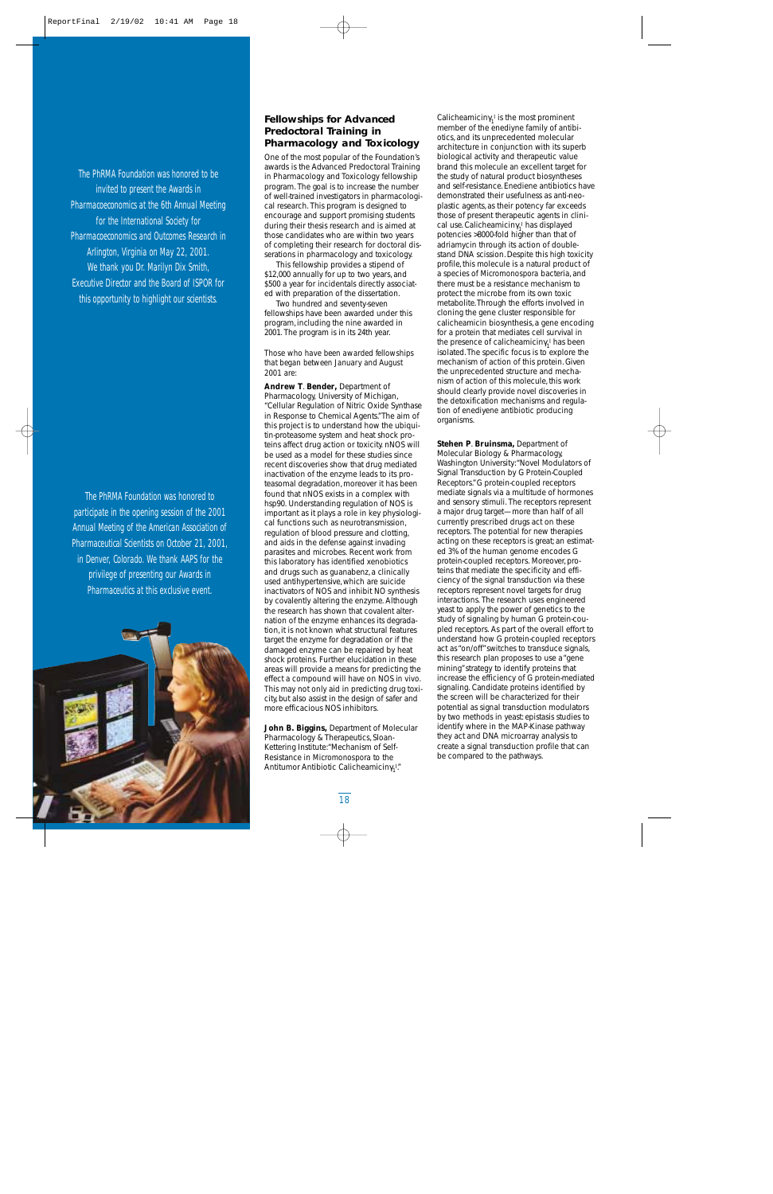The PhRMA Foundation was honored to be invited to present the Awards in Pharmacoeconomics at the 6th Annual Meeting for the International Society for Pharmacoeconomics and Outcomes Research in Arlington, Virginia on May 22, 2001. We thank you Dr. Marilyn Dix Smith, Executive Director and the Board of ISPOR for this opportunity to highlight our scientists.

The PhRMA Foundation was honored to participate in the opening session of the 2001 Annual Meeting of the American Association of Pharmaceutical Scientists on October 21, 2001, in Denver, Colorado. We thank AAPS for the privilege of presenting our Awards in Pharmaceutics at this exclusive event.

## Fellowships for Advanced Predoctoral Training in Pharmacology and Toxicology

One of the most popular of the Foundation's awards is the Advanced Predoctoral Training in Pharmacology and Toxicology fellowship program. The goal is to increase the number of well-trained investigators in pharmacological research. This program is designed to encourage and support promising students during their thesis research and is aimed at those candidates who are within two years of completing their research for doctoral dissertations in pharmacology and toxicology.

This fellowship provides a stipend of $12,000 annually for up to two years, and $500 a year for incidentals directly associated with preparation of the dissertation.

Two hundred and seventy-seven fellowships have been awarded under this program, including the nine awarded in 2001. The program is in its 24th year.

Those who have been awarded fellowships that began between January and August 2001 are:

**Andrew T. Bender,** Department of Pharmacology, University of Michigan, "Cellular Regulation of Nitric Oxide Synthase in Response to Chemical Agents." The aim of this project is to understand how the ubiquitin-proteasome system and heat shock proteins affect drug action or toxicity. nNOS will be used as a model for these studies since recent discoveries show that drug mediated inactivation of the enzyme leads to its proteasomal degradation, moreover it has been found that nNOS exists in a complex with hsp90. Understanding regulation of NOS is important as it plays a role in key physiological functions such as neurotransmission, regulation of blood pressure and clotting, and aids in the defense against invading parasites and microbes. Recent work from this laboratory has identified xenobiotics and drugs such as guanabenz, a clinically used antihypertensive, which are suicide inactivators of NOS and inhibit NO synthesis by covalently altering the enzyme. Although the research has shown that covalent alternation of the enzyme enhances its degradation, it is not known what structural features target the enzyme for degradation or if the damaged enzyme can be repaired by heat shock proteins. Further elucidation in these areas will provide a means for predicting the effect a compound will have on NOS in vivo. This may not only aid in predicting drug toxicity, but also assist in the design of safer and more efficacious NOS inhibitors.

**John B. Biggins,** Department of Molecular Pharmacology & Therapeutics, Sloan-Kettering Institute: "Mechanism of Self-Resistance in Micromonospora to the Antitumor Antibiotic Calicheamicin$\gamma_1^I$."

Calicheamicin$\gamma_1^I$ is the most prominent member of the enediyne family of antibiotics, and its unprecedented molecular architecture in conjunction with its superb biological activity and therapeutic value brand this molecule an excellent target for the study of natural product biosyntheses and self-resistance. Enediene antibiotics have demonstrated their usefulness as anti-neoplastic agents, as their potency far exceeds those of present therapeutic agents in clinical use. Calicheamicin$\gamma_1^I$ has displayed potencies >8000-fold higher than that of adriamycin through its action of double-stand DNA scission. Despite this high toxicity profile, this molecule is a natural product of a species of Micromonospora bacteria, and there must be a resistance mechanism to protect the microbe from its own toxic metabolite. Through the efforts involved in cloning the gene cluster responsible for calicheamicin biosynthesis, a gene encoding for a protein that mediates cell survival in the presence of calicheamicin$\gamma_1^I$ has been isolated. The specific focus is to explore the mechanism of action of this protein. Given the unprecedented structure and mechanism of action of this molecule, this work should clearly provide novel discoveries in the detoxification mechanisms and regulation of enediyne antibiotic producing organisms.

**Stehen P. Bruinsma,** Department of Molecular Biology & Pharmacology, Washington University: "Novel Modulators of Signal Transduction by G Protein-Coupled Receptors." G protein-coupled receptors mediate signals via a multitude of hormones and sensory stimuli. The receptors represent a major drug target—more than half of all currently prescribed drugs act on these receptors. The potential for new therapies acting on these receptors is great; an estimated 3% of the human genome encodes G protein-coupled receptors. Moreover, proteins that mediate the specificity and efficiency of the signal transduction via these receptors represent novel targets for drug interactions. The research uses engineered yeast to apply the power of genetics to the study of signaling by human G protein-coupled receptors. As part of the overall effort to understand how G protein-coupled receptors act as "on/off" switches to transduce signals, this research plan proposes to use a "gene mining" strategy to identify proteins that increase the efficiency of G protein-mediated signaling. Candidate proteins identified by the screen will be characterized for their potential as signal transduction modulators by two methods in yeast: epistasis studies to identify where in the MAP-Kinase pathway they act and DNA microarray analysis to create a signal transduction profile that can be compared to the pathways.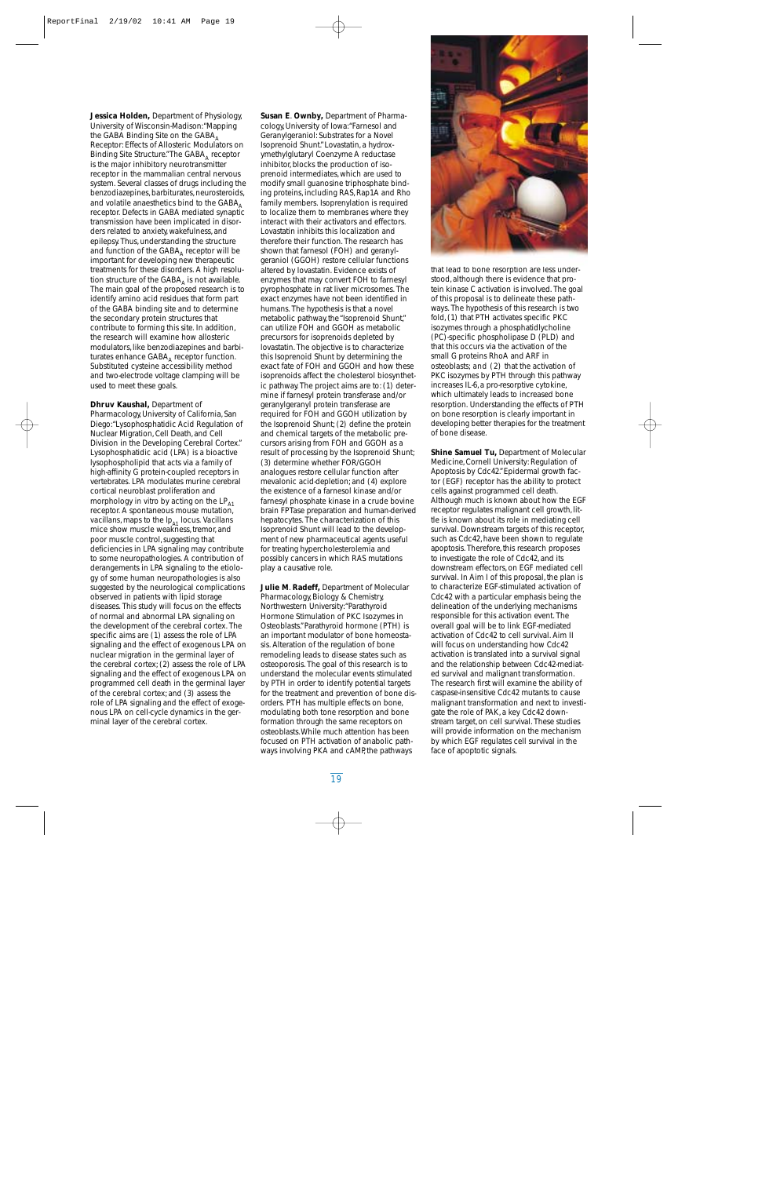**Jessica Holden,** Department of Physiology, University of Wisconsin-Madison: "Mapping the GABA Binding Site on the $GABA_A$ Receptor: Effects of Allosteric Modulators on Binding Site Structure." The $GABA_A$ receptor is the major inhibitory neurotransmitter receptor in the mammalian central nervous system. Several classes of drugs including the benzodiazepines, barbiturates, neurosteroids, and volatile anaesthetics bind to the $GABA_A$ receptor. Defects in GABA mediated synaptic transmission have been implicated in disorders related to anxiety, wakefulness, and epilepsy. Thus, understanding the structure and function of the $GABA_A$ receptor will be important for developing new therapeutic treatments for these disorders. A high resolution structure of the $GABA_A$ is not available. The main goal of the proposed research is to identify amino acid residues that form part of the GABA binding site and to determine the secondary protein structures that contribute to forming this site. In addition, the research will examine how allosteric modulators, like benzodiazepines and barbiturates enhance $GABA_A$ receptor function. Substituted cysteine accessibility method and two-electrode voltage clamping will be used to meet these goals.

**Dhruv Kaushal,** Department of Pharmacology, University of California, San Diego: "Lysophosphatidic Acid Regulation of Nuclear Migration, Cell Death, and Cell Division in the Developing Cerebral Cortex." Lysophosphatidic acid (LPA) is a bioactive lysophospholipid that acts via a family of high-affinity G protein-coupled receptors in vertebrates. LPA modulates murine cerebral cortical neuroblast proliferation and morphology in vitro by acting on the $LP_{A1}$ receptor. A spontaneous mouse mutation, vacillans, maps to the $lp_{A1}$ locus. Vacillans mice show muscle weakness, tremor, and poor muscle control, suggesting that deficiencies in LPA signaling may contribute to some neuropathologies. A contribution of derangements in LPA signaling to the etiology of some human neuropathologies is also suggested by the neurological complications observed in patients with lipid storage diseases. This study will focus on the effects of normal and abnormal LPA signaling on the development of the cerebral cortex. The specific aims are (1) assess the role of LPA signaling and the effect of exogenous LPA on nuclear migration in the germinal layer of the cerebral cortex; (2) assess the role of LPA signaling and the effect of exogenous LPA on programmed cell death in the germinal layer of the cerebral cortex; and (3) assess the role of LPA signaling and the effect of exogenous LPA on cell-cycle dynamics in the germinal layer of the cerebral cortex.

**Susan E. Ownby,** Department of Pharmacology, University of Iowa: "Farnesol and Geranylgeraniol: Substrates for a Novel Isoprenoid Shunt." Lovastatin, a hydroxymethylglutaryl Coenzyme A reductase inhibitor, blocks the production of isoprenoid intermediates, which are used to modify small guanosine triphosphate binding proteins, including RAS, Rap1A and Rho family members. Isoprenylation is required to localize them to membranes where they interact with their activators and effectors. Lovastatin inhibits this localization and therefore their function. The research has shown that farnesol (FOH) and geranylgeraniol (GGOH) restore cellular functions altered by lovastatin. Evidence exists of enzymes that may convert FOH to farnesyl pyrophosphate in rat liver microsomes. The exact enzymes have not been identified in humans. The hypothesis is that a novel metabolic pathway, the "Isoprenoid Shunt," can utilize FOH and GGOH as metabolic precursors for isoprenoids depleted by lovastatin. The objective is to characterize this Isoprenoid Shunt by determining the exact fate of FOH and GGOH and how these isoprenoids affect the cholesterol biosynthetic pathway. The project aims are to: (1) determine if farnesyl protein transferase and/or geranylgeranyl protein transferase are required for FOH and GGOH utilization by the Isoprenoid Shunt; (2) define the protein and chemical targets of the metabolic precursors arising from FOH and GGOH as a result of processing by the Isoprenoid Shunt; (3) determine whether FOR/GGOH analogues restore cellular function after mevalonic acid-depletion; and (4) explore the existence of a farnesol kinase and/or farnesyl phosphate kinase in a crude bovine brain FPTase preparation and human-derived hepatocytes. The characterization of this Isoprenoid Shunt will lead to the development of new pharmaceutical agents useful for treating hypercholesterolemia and possibly cancers in which RAS mutations play a causative role.

**Julie M. Radeff,** Department of Molecular Pharmacology, Biology & Chemistry, Northwestern University: "Parathyroid Hormone Stimulation of PKC Isozymes in Osteoblasts." Parathyroid hormone (PTH) is an important modulator of bone homeostasis. Alteration of the regulation of bone remodeling leads to disease states such as osteoporosis. The goal of this research is to understand the molecular events stimulated by PTH in order to identify potential targets for the treatment and prevention of bone disorders. PTH has multiple effects on bone, modulating both bone resorption and bone formation through the same receptors on osteoblasts. While much attention has been focused on PTH activation of anabolic pathways involving PKA and cAMP, the pathways that lead to bone resorption are less understood, although there is evidence that protein kinase C activation is involved. The goal of this proposal is to delineate these pathways. The hypothesis of this research is two fold, (1) that PTH activates specific PKC isozymes through a phosphatidylcholine (PC)-specific phospholipase D (PLD) and that this occurs via the activation of the small G proteins RhoA and ARF in osteoblasts; and (2) that the activation of PKC isozymes by PTH through this pathway increases IL-6, a pro-resorptive cytokine, which ultimately leads to increased bone resorption. Understanding the effects of PTH on bone resorption is clearly important in developing better therapies for the treatment of bone disease.

**Shine Samuel Tu,** Department of Molecular Medicine, Cornell University: Regulation of Apoptosis by Cdc42." Epidermal growth factor (EGF) receptor has the ability to protect cells against programmed cell death. Although much is known about how the EGF receptor regulates malignant cell growth, little is known about its role in mediating cell survival. Downstream targets of this receptor, such as Cdc42, have been shown to regulate apoptosis. Therefore, this research proposes to investigate the role of Cdc42, and its downstream effectors, on EGF mediated cell survival. In Aim I of this proposal, the plan is to characterize EGF-stimulated activation of Cdc42 with a particular emphasis being the delineation of the underlying mechanisms responsible for this activation event. The overall goal will be to link EGF-mediated activation of Cdc42 to cell survival. Aim II will focus on understanding how Cdc42 activation is translated into a survival signal and the relationship between Cdc42-mediated survival and malignant transformation. The research first will examine the ability of caspase-insensitive Cdc42 mutants to cause malignant transformation and next to investigate the role of PAK, a key Cdc42 downstream target, on cell survival. These studies will provide information on the mechanism by which EGF regulates cell survival in the face of apoptotic signals.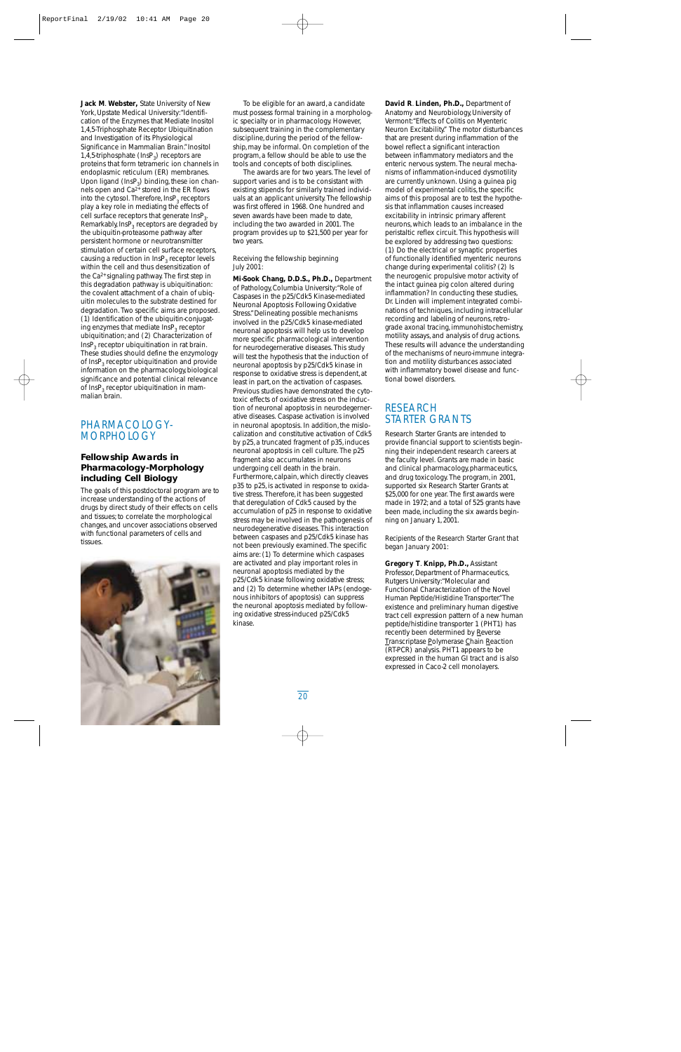**Jack M. Webster,** State University of New York, Upstate Medical University: "Identification of the Enzymes that Mediate Inositol 1,4,5-Triphosphate Receptor Ubiquitination and Investigation of its Physiological Significance in Mammalian Brain." Inositol 1,4,5-triphosphate ($InsP_3$) receptors are proteins that form tetrameric ion channels in endoplasmic reticulum (ER) membranes. Upon ligand ($InsP_3$) binding, these ion channels open and $Ca^{2+}$ stored in the ER flows into the cytosol. Therefore, $InsP_3$ receptors play a key role in mediating the effects of cell surface receptors that generate $InsP_3$. Remarkably, $InsP_3$ receptors are degraded by the ubiquitin-proteasome pathway after persistent hormone or neurotransmitter stimulation of certain cell surface receptors, causing a reduction in $InsP_3$ receptor levels within the cell and thus desensitization of the $Ca^{2+}$ signaling pathway. The first step in this degradation pathway is ubiquitination: the covalent attachment of a chain of ubiquitin molecules to the substrate destined for degradation. Two specific aims are proposed. (1) Identification of the ubiquitin-conjugating enzymes that mediate $InsP_3$ receptor ubiquitination; and (2) Characterization of $InsP_3$ receptor ubiquitination in rat brain. These studies should define the enzymology of $InsP_3$ receptor ubiquitination and provide information on the pharmacology, biological significance and potential clinical relevance of $InsP_3$ receptor ubiquitination in mammalian brain.

## PHARMACOLOGY-MORPHOLOGY

### Fellowship Awards in Pharmacology-Morphology including Cell Biology

The goals of this postdoctoral program are to increase understanding of the actions of drugs by direct study of their effects on cells and tissues; to correlate the morphological changes, and uncover associations observed with functional parameters of cells and tissues.

To be eligible for an award, a candidate must possess formal training in a morphologic specialty or in pharmacology. However, subsequent training in the complementary discipline, during the period of the fellowship, may be informal. On completion of the program, a fellow should be able to use the tools and concepts of both disciplines.

The awards are for two years. The level of support varies and is to be consistant with existing stipends for similarly trained individuals at an applicant university. The fellowship was first offered in 1968. One hundred and seven awards have been made to date, including the two awarded in 2001. The program provides up to $21,500 per year for two years.

Receiving the fellowship beginning July 2001:

**Mi-Sook Chang, D.D.S., Ph.D.,** Department of Pathology, Columbia University: "Role of Caspases in the p25/Cdk5 Kinase-mediated Neuronal Apoptosis Following Oxidative Stress." Delineating possible mechanisms involved in the p25/Cdk5 kinase-mediated neuronal apoptosis will help us to develop more specific pharmacological intervention for neurodegenerative diseases. This study will test the hypothesis that the induction of neuronal apoptosis by p25/Cdk5 kinase in response to oxidative stress is dependent, at least in part, on the activation of caspases. Previous studies have demonstrated the cytotoxic effects of oxidative stress on the induction of neuronal apoptosis in neurodegenerative diseases. Caspase activation is involved in neuronal apoptosis. In addition, the mislocalization and constitutive activation of Cdk5 by p25, a truncated fragment of p35, induces neuronal apoptosis in cell culture. The p25 fragment also accumulates in neurons undergoing cell death in the brain. Furthermore, calpain, which directly cleaves p35 to p25, is activated in response to oxidative stress. Therefore, it has been suggested that deregulation of Cdk5 caused by the accumulation of p25 in response to oxidative stress may be involved in the pathogenesis of neurodegenerative diseases. This interaction between caspases and p25/Cdk5 kinase has not been previously examined. The specific aims are: (1) To determine which caspases are activated and play important roles in neuronal apoptosis mediated by the p25/Cdk5 kinase following oxidative stress; and (2) To determine whether IAPs (endogenous inhibitors of apoptosis) can suppress the neuronal apoptosis mediated by following oxidative stress-induced p25/Cdk5 kinase.

**David R. Linden, Ph.D.,** Department of Anatomy and Neurobiology, University of Vermont: "Effects of Colitis on Myenteric Neuron Excitability." The motor disturbances that are present during inflammation of the bowel reflect a significant interaction between inflammatory mediators and the enteric nervous system. The neural mechanisms of inflammation-induced dysmotility are currently unknown. Using a guinea pig model of experimental colitis, the specific aims of this proposal are to test the hypothesis that inflammation causes increased excitability in intrinsic primary afferent neurons, which leads to an imbalance in the peristaltic reflex circuit. This hypothesis will be explored by addressing two questions: (1) Do the electrical or synaptic properties of functionally identified myenteric neurons change during experimental colitis? (2) Is the neurogenic propulsive motor activity of the intact guinea pig colon altered during inflammation? In conducting these studies, Dr. Linden will implement integrated combinations of techniques, including intracellular recording and labeling of neurons, retrograde axonal tracing, immunohistochemistry, motility assays, and analysis of drug actions. These results will advance the understanding of the mechanisms of neuro-immune integration and motility disturbances associated with inflammatory bowel disease and functional bowel disorders.

## RESEARCH STARTER GRANTS

Research Starter Grants are intended to provide financial support to scientists beginning their independent research careers at the faculty level. Grants are made in basic and clinical pharmacology, pharmaceutics, and drug toxicology. The program, in 2001, supported six Research Starter Grants at $25,000 for one year. The first awards were made in 1972; and a total of 525 grants have been made, including the six awards beginning on January 1, 2001.

Recipients of the Research Starter Grant that began January 2001:

**Gregory T. Knipp, Ph.D.,** Assistant Professor, Department of Pharmaceutics, Rutgers University: "Molecular and Functional Characterization of the Novel Human Peptide/Histidine Transporter." The existence and preliminary human digestive tract cell expression pattern of a new human peptide/histidine transporter 1 (PHT1) has recently been determined by Reverse Transcriptase Polymerase Chain Reaction (RT-PCR) analysis. PHT1 appears to be expressed in the human GI tract and is also expressed in Caco-2 cell monolayers.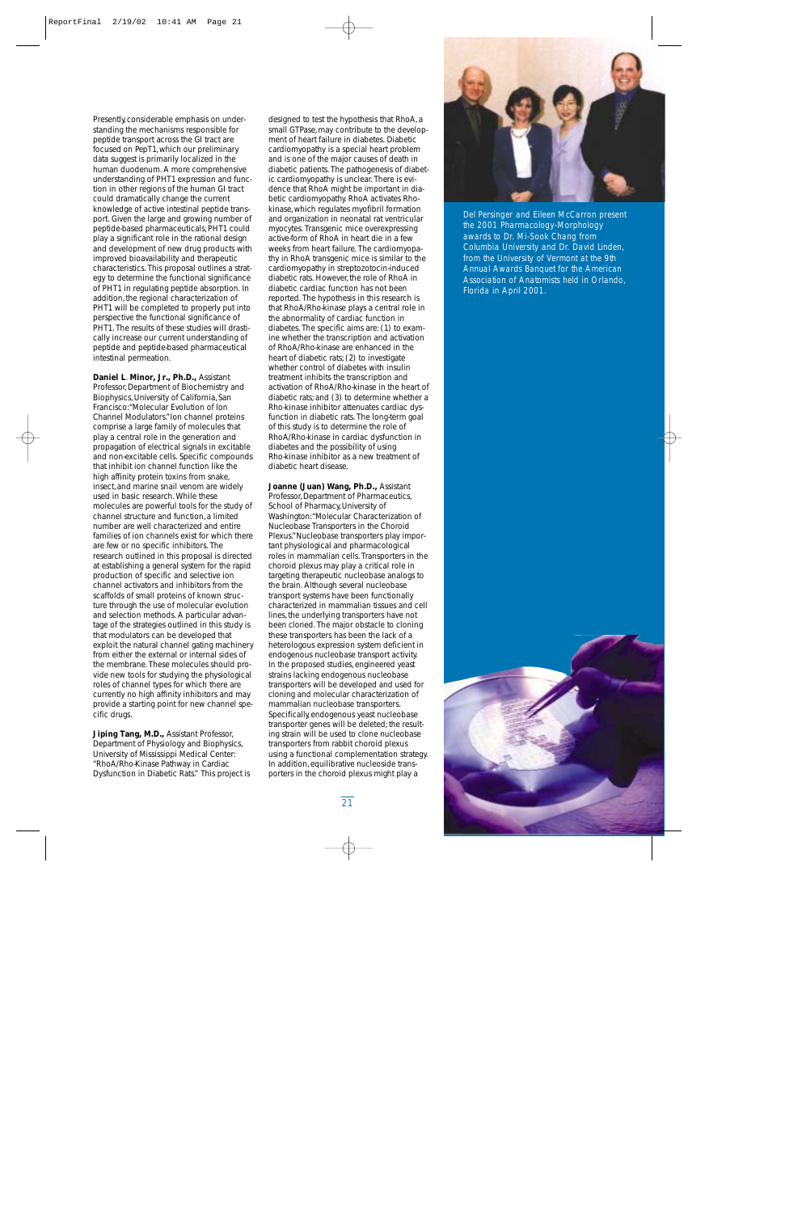Presently, considerable emphasis on understanding the mechanisms responsible for peptide transport across the GI tract are focused on PepT1, which our preliminary data suggest is primarily localized in the human duodenum. A more comprehensive understanding of PHT1 expression and function in other regions of the human GI tract could dramatically change the current knowledge of active intestinal peptide transport. Given the large and growing number of peptide-based pharmaceuticals, PHT1 could play a significant role in the rational design and development of new drug products with improved bioavailability and therapeutic characteristics. This proposal outlines a strategy to determine the functional significance of PHT1 in regulating peptide absorption. In addition, the regional characterization of PHT1 will be completed to properly put into perspective the functional significance of PHT1. The results of these studies will drastically increase our current understanding of peptide and peptide-based pharmaceutical intestinal permeation.

**Daniel L. Minor, Jr., Ph.D.,** Assistant Professor, Department of Biochemistry and Biophysics, University of California, San Francisco: "Molecular Evolution of Ion Channel Modulators." Ion channel proteins comprise a large family of molecules that play a central role in the generation and propagation of electrical signals in excitable and non-excitable cells. Specific compounds that inhibit ion channel function like the high affinity protein toxins from snake, insect, and marine snail venom are widely used in basic research. While these molecules are powerful tools for the study of channel structure and function, a limited number are well characterized and entire families of ion channels exist for which there are few or no specific inhibitors. The research outlined in this proposal is directed at establishing a general system for the rapid production of specific and selective ion channel activators and inhibitors from the scaffolds of small proteins of known structure through the use of molecular evolution and selection methods. A particular advantage of the strategies outlined in this study is that modulators can be developed that exploit the natural channel gating machinery from either the external or internal sides of the membrane. These molecules should provide new tools for studying the physiological roles of channel types for which there are currently no high affinity inhibitors and may provide a starting point for new channel specific drugs.

**Jiping Tang, M.D.,** Assistant Professor, Department of Physiology and Biophysics, University of Mississippi Medical Center: "RhoA/Rho-Kinase Pathway in Cardiac Dysfunction in Diabetic Rats." This project is designed to test the hypothesis that RhoA, a small GTPase, may contribute to the development of heart failure in diabetes. Diabetic cardiomyopathy is a special heart problem and is one of the major causes of death in diabetic patients. The pathogenesis of diabetic cardiomyopathy is unclear. There is evidence that RhoA might be important in diabetic cardiomyopathy. RhoA activates Rho-kinase, which regulates myofibril formation and organization in neonatal rat ventricular myocytes. Transgenic mice overexpressing active-form of RhoA in heart die in a few weeks from heart failure. The cardiomyopathy in RhoA transgenic mice is similar to the cardiomyopathy in streptozotocin-induced diabetic rats. However, the role of RhoA in diabetic cardiac function has not been reported. The hypothesis in this research is that RhoA/Rho-kinase plays a central role in the abnormality of cardiac function in diabetes. The specific aims are: (1) to examine whether the transcription and activation of RhoA/Rho-kinase are enhanced in the heart of diabetic rats; (2) to investigate whether control of diabetes with insulin treatment inhibits the transcription and activation of RhoA/Rho-kinase in the heart of diabetic rats; and (3) to determine whether a Rho-kinase inhibitor attenuates cardiac dysfunction in diabetic rats. The long-term goal of this study is to determine the role of RhoA/Rho-kinase in cardiac dysfunction in diabetes and the possibility of using Rho-kinase inhibitor as a new treatment of diabetic heart disease.

**Joanne (Juan) Wang, Ph.D.,** Assistant Professor, Department of Pharmaceutics, School of Pharmacy, University of Washington: "Molecular Characterization of Nucleobase Transporters in the Choroid Plexus." Nucleobase transporters play important physiological and pharmacological roles in mammalian cells. Transporters in the choroid plexus may play a critical role in targeting therapeutic nucleobase analogs to the brain. Although several nucleobase transport systems have been functionally characterized in mammalian tissues and cell lines, the underlying transporters have not been cloned. The major obstacle to cloning these transporters has been the lack of a heterologous expression system deficient in endogenous nucleobase transport activity. In the proposed studies, engineered yeast strains lacking endogenous nucleobase transporters will be developed and used for cloning and molecular characterization of mammalian nucleobase transporters. Specifically, endogenous yeast nucleobase transporter genes will be deleted; the resulting strain will be used to clone nucleobase transporters from rabbit choroid plexus using a functional complementation strategy. In addition, equilibrative nucleoside transporters in the choroid plexus might play a

Del Persinger and Eileen McCarron present the 2001 Pharmacology-Morphology awards to Dr. Mi-Sook Chang from Columbia University and Dr. David Linden, from the University of Vermont at the 9th Annual Awards Banquet for the American Association of Anatomists held in Orlando, Florida in April 2001.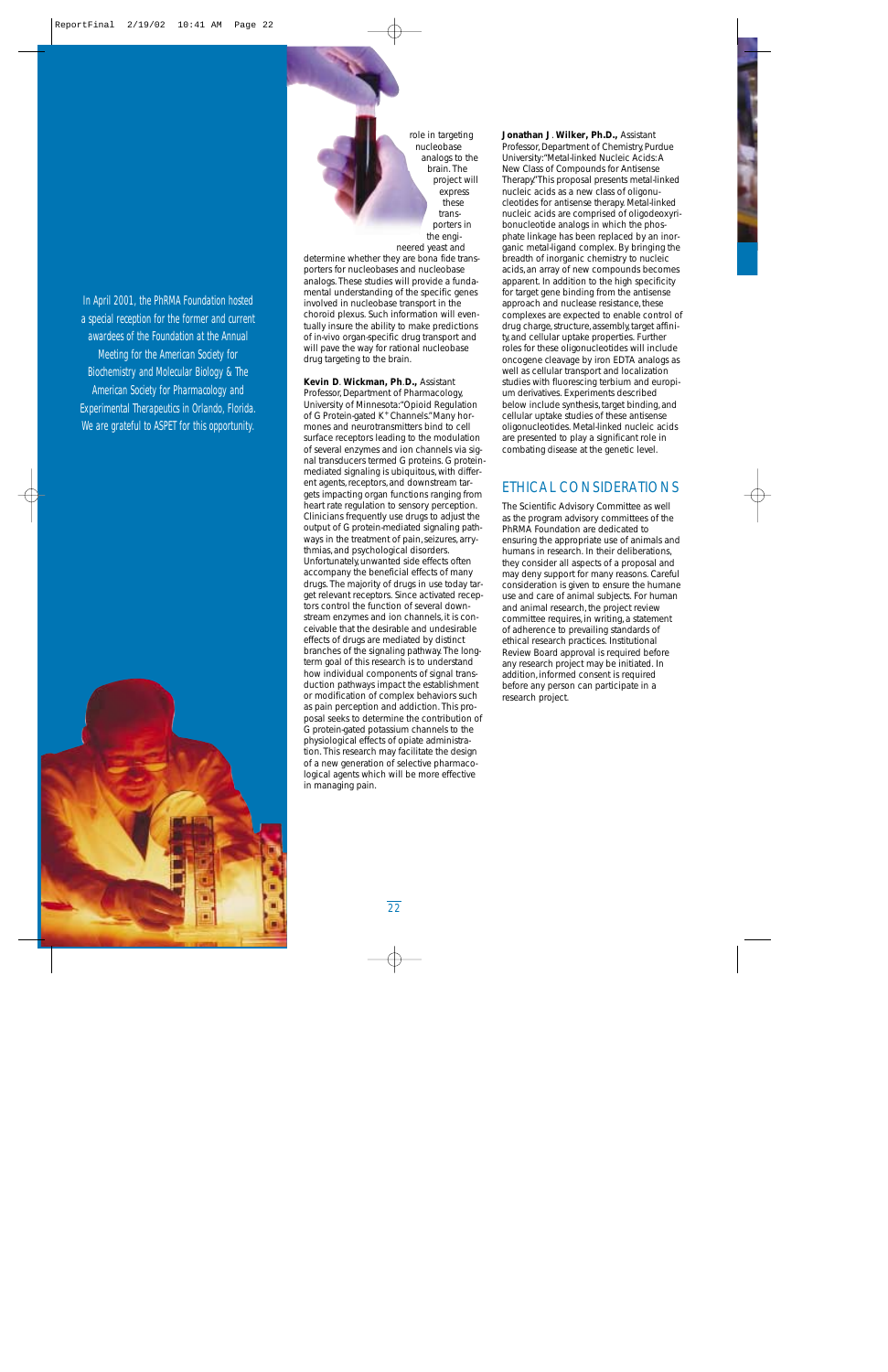In April 2001, the PhRMA Foundation hosted a special reception for the former and current awardees of the Foundation at the Annual Meeting for the American Society for Biochemistry and Molecular Biology & The American Society for Pharmacology and Experimental Therapeutics in Orlando, Florida. We are grateful to ASPET for this opportunity.

role in targeting nucleobase analogs to the brain. The project will express these transporters in the engineered yeast and determine whether they are bona fide transporters for nucleobases and nucleobase analogs. These studies will provide a fundamental understanding of the specific genes involved in nucleobase transport in the choroid plexus. Such information will eventually insure the ability to make predictions of in-vivo organ-specific drug transport and will pave the way for rational nucleobase drug targeting to the brain.

**Kevin D. Wickman, Ph.D.,** Assistant Professor, Department of Pharmacology, University of Minnesota: "Opioid Regulation of G Protein-gated $K^+$ Channels." Many hormones and neurotransmitters bind to cell surface receptors leading to the modulation of several enzymes and ion channels via signal transducers termed G proteins. G protein-mediated signaling is ubiquitous, with different agents, receptors, and downstream targets impacting organ functions ranging from heart rate regulation to sensory perception. Clinicians frequently use drugs to adjust the output of G protein-mediated signaling pathways in the treatment of pain, seizures, arrythmias, and psychological disorders. Unfortunately, unwanted side effects often accompany the beneficial effects of many drugs. The majority of drugs in use today target relevant receptors. Since activated receptors control the function of several downstream enzymes and ion channels, it is conceivable that the desirable and undesirable effects of drugs are mediated by distinct branches of the signaling pathway. The long-term goal of this research is to understand how individual components of signal transduction pathways impact the establishment or modification of complex behaviors such as pain perception and addiction. This proposal seeks to determine the contribution of G protein-gated potassium channels to the physiological effects of opiate administration. This research may facilitate the design of a new generation of selective pharmacological agents which will be more effective in managing pain.

**Jonathan J. Wilker, Ph.D.,** Assistant Professor, Department of Chemistry, Purdue University: "Metal-linked Nucleic Acids: A New Class of Compounds for Antisense Therapy." This proposal presents metal-linked nucleic acids as a new class of oligonucleotides for antisense therapy. Metal-linked nucleic acids are comprised of oligodeoxyribonucleotide analogs in which the phosphate linkage has been replaced by an inorganic metal-ligand complex. By bringing the breadth of inorganic chemistry to nucleic acids, an array of new compounds becomes apparent. In addition to the high specificity for target gene binding from the antisense approach and nuclease resistance, these complexes are expected to enable control of drug charge, structure, assembly, target affinity, and cellular uptake properties. Further roles for these oligonucleotides will include oncogene cleavage by iron EDTA analogs as well as cellular transport and localization studies with fluorescing terbium and europium derivatives. Experiments described below include synthesis, target binding, and cellular uptake studies of these antisense oligonucleotides. Metal-linked nucleic acids are presented to play a significant role in combating disease at the genetic level.

## ETHICAL CONSIDERATIONS

The Scientific Advisory Committee as well as the program advisory committees of the PhRMA Foundation are dedicated to ensuring the appropriate use of animals and humans in research. In their deliberations, they consider all aspects of a proposal and may deny support for many reasons. Careful consideration is given to ensure the humane use and care of animal subjects. For human and animal research, the project review committee requires, in writing, a statement of adherence to prevailing standards of ethical research practices. Institutional Review Board approval is required before any research project may be initiated. In addition, informed consent is required before any person can participate in a research project.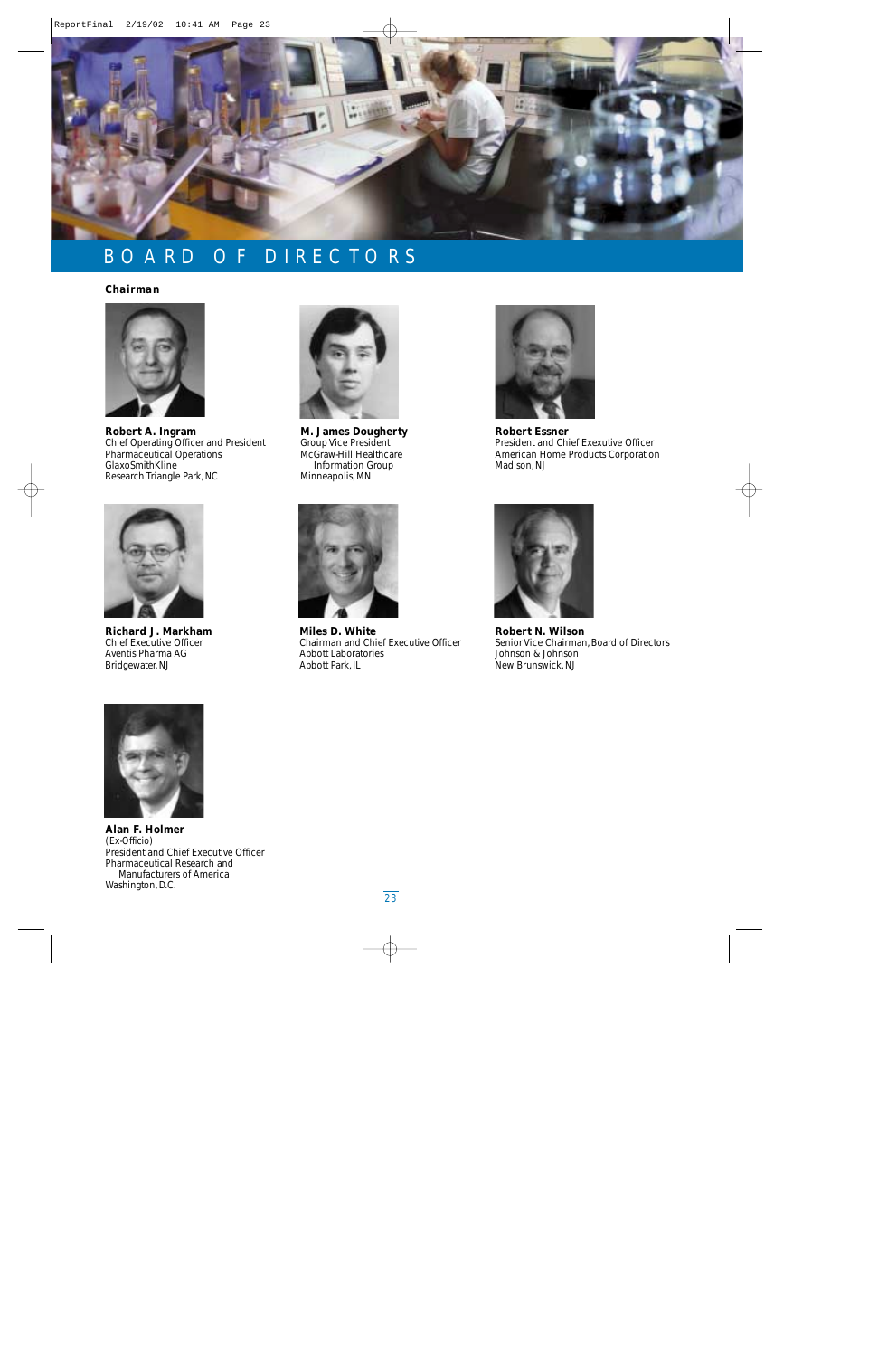# BOARD OF DIRECTORS

**Chairman**

**Robert A. Ingram**
Chief Operating Officer and President
Pharmaceutical Operations
GlaxoSmithKline
Research Triangle Park, NC

**M. James Dougherty**
Group Vice President
McGraw-Hill Healthcare
Information Group
Minneapolis, MN

**Robert Essner**
President and Chief Exexutive Officer
American Home Products Corporation
Madison, NJ

**Richard J. Markham**
Chief Executive Officer
Aventis Pharma AG
Bridgewater, NJ

**Miles D. White**
Chairman and Chief Executive Officer
Abbott Laboratories
Abbott Park, IL

**Robert N. Wilson**
Senior Vice Chairman, Board of Directors
Johnson & Johnson
New Brunswick, NJ

**Alan F. Holmer**
(Ex-Officio)
President and Chief Executive Officer
Pharmaceutical Research and
Manufacturers of America
Washington, D.C.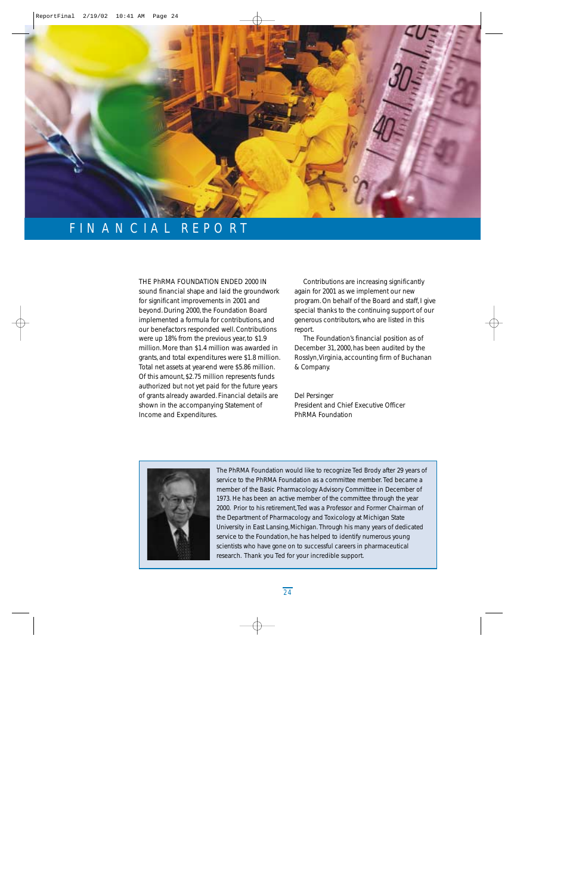# FINANCIAL REPORT

THE PhRMA FOUNDATION ENDED 2000 IN sound financial shape and laid the groundwork for significant improvements in 2001 and beyond. During 2000, the Foundation Board implemented a formula for contributions, and our benefactors responded well. Contributions were up 18% from the previous year, to $1.9 million. More than $1.4 million was awarded in grants, and total expenditures were $1.8 million. Total net assets at year-end were $5.86 million. Of this amount, $2.75 million represents funds authorized but not yet paid for the future years of grants already awarded. Financial details are shown in the accompanying Statement of Income and Expenditures.

Contributions are increasing significantly again for 2001 as we implement our new program. On behalf of the Board and staff, I give special thanks to the continuing support of our generous contributors, who are listed in this report.

The Foundation's financial position as of December 31, 2000, has been audited by the Rosslyn, Virginia, accounting firm of Buchanan & Company.

Del Persinger
President and Chief Executive Officer
PhRMA Foundation

The PhRMA Foundation would like to recognize Ted Brody after 29 years of service to the PhRMA Foundation as a committee member. Ted became a member of the Basic Pharmacology Advisory Committee in December of 1973. He has been an active member of the committee through the year 2000. Prior to his retirement, Ted was a Professor and Former Chairman of the Department of Pharmacology and Toxicology at Michigan State University in East Lansing, Michigan. Through his many years of dedicated service to the Foundation, he has helped to identify numerous young scientists who have gone on to successful careers in pharmaceutical research. Thank you Ted for your incredible support.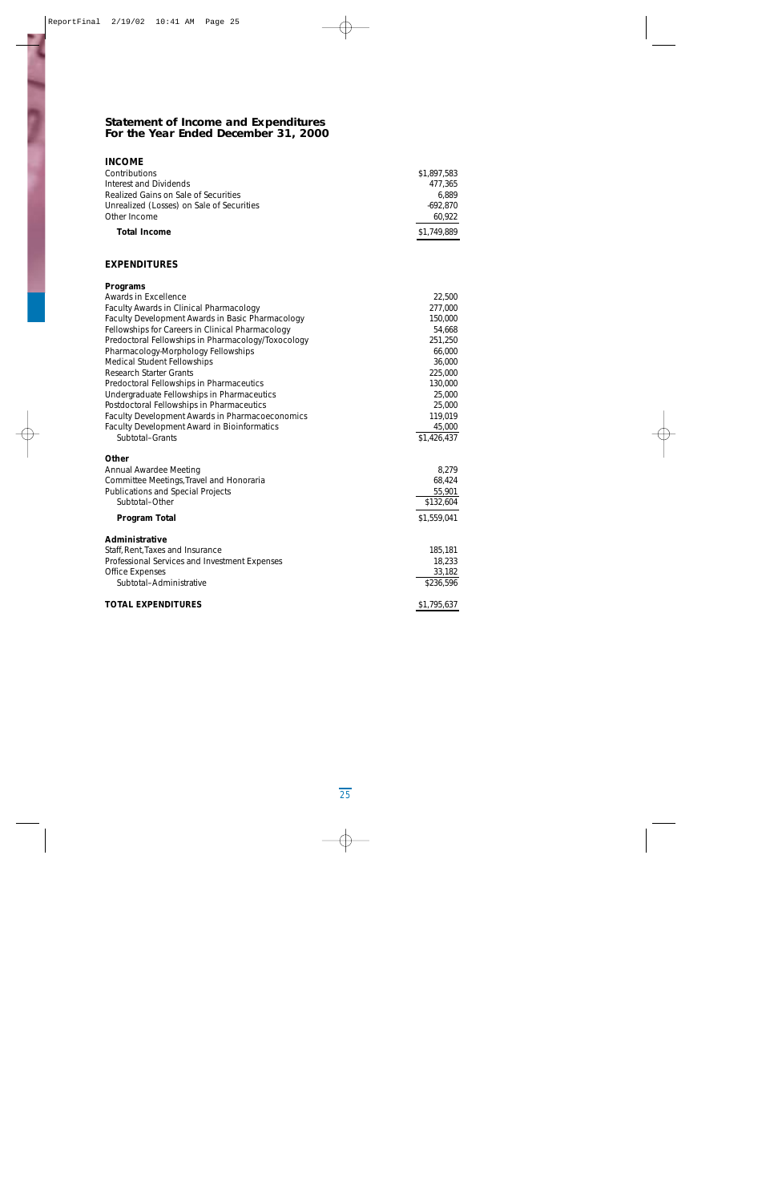## Statement of Income and Expenditures
## For the Year Ended December 31, 2000

### INCOME

| | |
|---|---:|
| Contributions | $1,897,583 |
| Interest and Dividends | 477,365 |
| Realized Gains on Sale of Securities | 6,889 |
| Unrealized (Losses) on Sale of Securities | -692,870 |
| Other Income | 60,922 |
| **Total Income** | $1,749,889 |

### EXPENDITURES

| | |
|---|---:|
| **Programs** | |
| Awards in Excellence | 22,500 |
| Faculty Awards in Clinical Pharmacology | 277,000 |
| Faculty Development Awards in Basic Pharmacology | 150,000 |
| Fellowships for Careers in Clinical Pharmacology | 54,668 |
| Predoctoral Fellowships in Pharmacology/Toxocology | 251,250 |
| Pharmacology-Morphology Fellowships | 66,000 |
| Medical Student Fellowships | 36,000 |
| Research Starter Grants | 225,000 |
| Predoctoral Fellowships in Pharmaceutics | 130,000 |
| Undergraduate Fellowships in Pharmaceutics | 25,000 |
| Postdoctoral Fellowships in Pharmaceutics | 25,000 |
| Faculty Development Awards in Pharmacoeconomics | 119,019 |
| Faculty Development Award in Bioinformatics | 45,000 |
| Subtotal–Grants | $1,426,437 |
| **Other** | |
| Annual Awardee Meeting | 8,279 |
| Committee Meetings, Travel and Honoraria | 68,424 |
| Publications and Special Projects | 55,901 |
| Subtotal–Other | $132,604 |
| **Program Total** | $1,559,041 |
| **Administrative** | |
| Staff, Rent, Taxes and Insurance | 185,181 |
| Professional Services and Investment Expenses | 18,233 |
| Office Expenses | 33,182 |
| Subtotal–Administrative | $236,596 |
| **TOTAL EXPENDITURES** | $1,795,637 |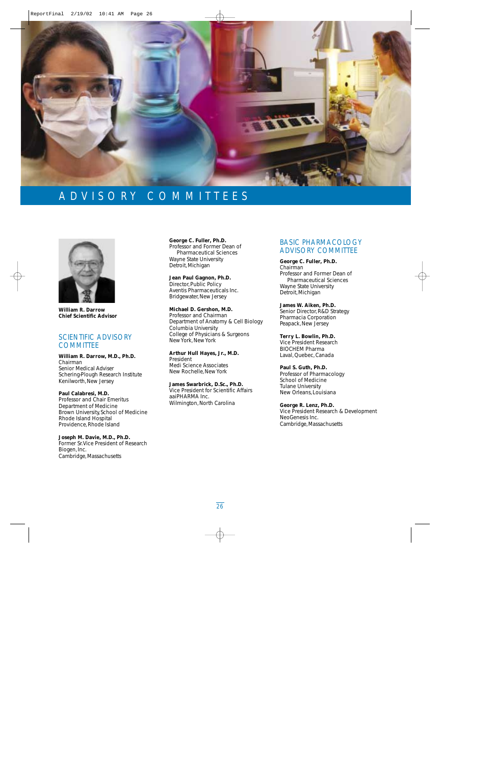# ADVISORY COMMITTEES

**William R. Darrow**
**Chief Scientific Advisor**

## SCIENTIFIC ADVISORY COMMITTEE

**William R. Darrow, M.D., Ph.D.**
Chairman
Senior Medical Adviser
Schering-Plough Research Institute
Kenilworth, New Jersey

**Paul Calabresi, M.D.**
Professor and Chair Emeritus
Department of Medicine
Brown University, School of Medicine
Rhode Island Hospital
Providence, Rhode Island

**Joseph M. Davie, M.D., Ph.D.**
Former Sr. Vice President of Research
Biogen, Inc.
Cambridge, Massachusetts

**George C. Fuller, Ph.D.**
Professor and Former Dean of
Pharmaceutical Sciences
Wayne State University
Detroit, Michigan

**Jean Paul Gagnon, Ph.D.**
Director, Public Policy
Aventis Pharmaceuticals Inc.
Bridgewater, New Jersey

**Michael D. Gershon, M.D.**
Professor and Chairman
Department of Anatomy & Cell Biology
Columbia University
College of Physicians & Surgeons
New York, New York

**Arthur Hull Hayes, Jr., M.D.**
President
Medi Science Associates
New Rochelle, New York

**James Swarbrick, D.Sc., Ph.D.**
Vice President for Scientific Affairs
aaiPHARMA Inc.
Wilmington, North Carolina

## BASIC PHARMACOLOGY ADVISORY COMMITTEE

**George C. Fuller, Ph.D.**
Chairman
Professor and Former Dean of
Pharmaceutical Sciences
Wayne State University
Detroit, Michigan

**James W. Aiken, Ph.D.**
Senior Director, R&D Strategy
Pharmacia Corporation
Peapack, New Jersey

**Terry L. Bowlin, Ph.D.**
Vice President Research
BIOCHEM Pharma
Laval, Quebec, Canada

**Paul S. Guth, Ph.D.**
Professor of Pharmacology
School of Medicine
Tulane University
New Orleans, Louisiana

**George R. Lenz, Ph.D.**
Vice President Research & Development
NeoGenesis Inc.
Cambridge, Massachusetts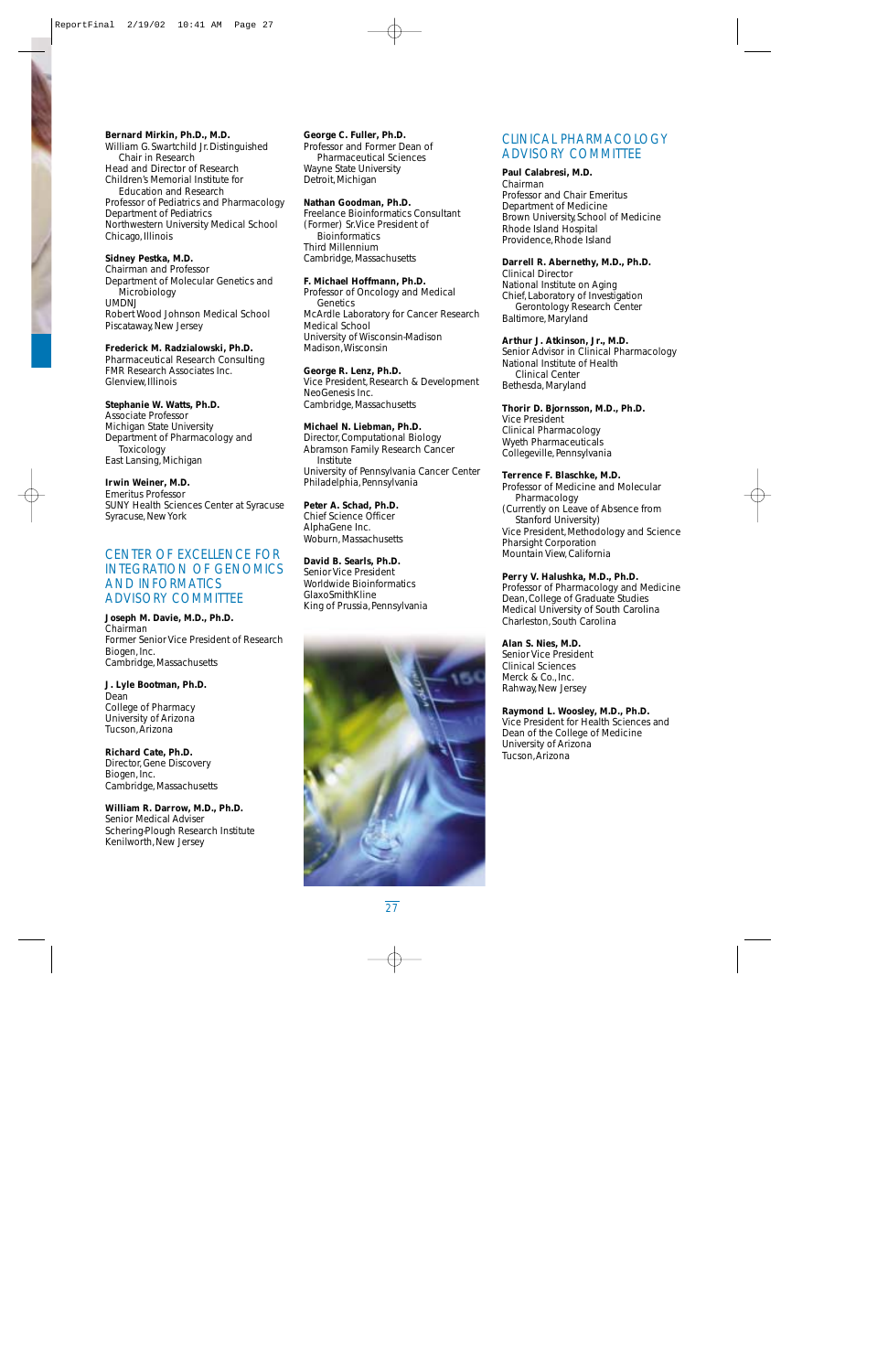**Bernard Mirkin, Ph.D., M.D.**
William G. Swartchild Jr. Distinguished Chair in Research
Head and Director of Research
Children's Memorial Institute for Education and Research
Professor of Pediatrics and Pharmacology
Department of Pediatrics
Northwestern University Medical School
Chicago, Illinois

**Sidney Pestka, M.D.**
Chairman and Professor
Department of Molecular Genetics and Microbiology
UMDNJ
Robert Wood Johnson Medical School
Piscataway, New Jersey

**Frederick M. Radzialowski, Ph.D.**
Pharmaceutical Research Consulting
FMR Research Associates Inc.
Glenview, Illinois

**Stephanie W. Watts, Ph.D.**
Associate Professor
Michigan State University
Department of Pharmacology and Toxicology
East Lansing, Michigan

**Irwin Weiner, M.D.**
Emeritus Professor
SUNY Health Sciences Center at Syracuse
Syracuse, New York

## CENTER OF EXCELLENCE FOR INTEGRATION OF GENOMICS AND INFORMATICS ADVISORY COMMITTEE

**Joseph M. Davie, M.D., Ph.D.**
Chairman
Former Senior Vice President of Research
Biogen, Inc.
Cambridge, Massachusetts

**J. Lyle Bootman, Ph.D.**
Dean
College of Pharmacy
University of Arizona
Tucson, Arizona

**Richard Cate, Ph.D.**
Director, Gene Discovery
Biogen, Inc.
Cambridge, Massachusetts

**William R. Darrow, M.D., Ph.D.**
Senior Medical Adviser
Schering-Plough Research Institute
Kenilworth, New Jersey

**George C. Fuller, Ph.D.**
Professor and Former Dean of Pharmaceutical Sciences
Wayne State University
Detroit, Michigan

**Nathan Goodman, Ph.D.**
Freelance Bioinformatics Consultant
(Former) Sr. Vice President of Bioinformatics
Third Millennium
Cambridge, Massachusetts

**F. Michael Hoffmann, Ph.D.**
Professor of Oncology and Medical Genetics
McArdle Laboratory for Cancer Research
Medical School
University of Wisconsin-Madison
Madison, Wisconsin

**George R. Lenz, Ph.D.**
Vice President, Research & Development
NeoGenesis Inc.
Cambridge, Massachusetts

**Michael N. Liebman, Ph.D.**
Director, Computational Biology
Abramson Family Research Cancer Institute
University of Pennsylvania Cancer Center
Philadelphia, Pennsylvania

**Peter A. Schad, Ph.D.**
Chief Science Officer
AlphaGene Inc.
Woburn, Massachusetts

**David B. Searls, Ph.D.**
Senior Vice President
Worldwide Bioinformatics
GlaxoSmithKline
King of Prussia, Pennsylvania

## CLINICAL PHARMACOLOGY ADVISORY COMMITTEE

**Paul Calabresi, M.D.**
Chairman
Professor and Chair Emeritus
Department of Medicine
Brown University, School of Medicine
Rhode Island Hospital
Providence, Rhode Island

**Darrell R. Abernethy, M.D., Ph.D.**
Clinical Director
National Institute on Aging
Chief, Laboratory of Investigation Gerontology Research Center
Baltimore, Maryland

**Arthur J. Atkinson, Jr., M.D.**
Senior Advisor in Clinical Pharmacology
National Institute of Health Clinical Center
Bethesda, Maryland

**Thorir D. Bjornsson, M.D., Ph.D.**
Vice President
Clinical Pharmacology
Wyeth Pharmaceuticals
Collegeville, Pennsylvania

**Terrence F. Blaschke, M.D.**
Professor of Medicine and Molecular Pharmacology
(Currently on Leave of Absence from Stanford University)
Vice President, Methodology and Science
Pharsight Corporation
Mountain View, California

**Perry V. Halushka, M.D., Ph.D.**
Professor of Pharmacology and Medicine
Dean, College of Graduate Studies
Medical University of South Carolina
Charleston, South Carolina

**Alan S. Nies, M.D.**
Senior Vice President
Clinical Sciences
Merck & Co., Inc.
Rahway, New Jersey

**Raymond L. Woosley, M.D., Ph.D.**
Vice President for Health Sciences and Dean of the College of Medicine
University of Arizona
Tucson, Arizona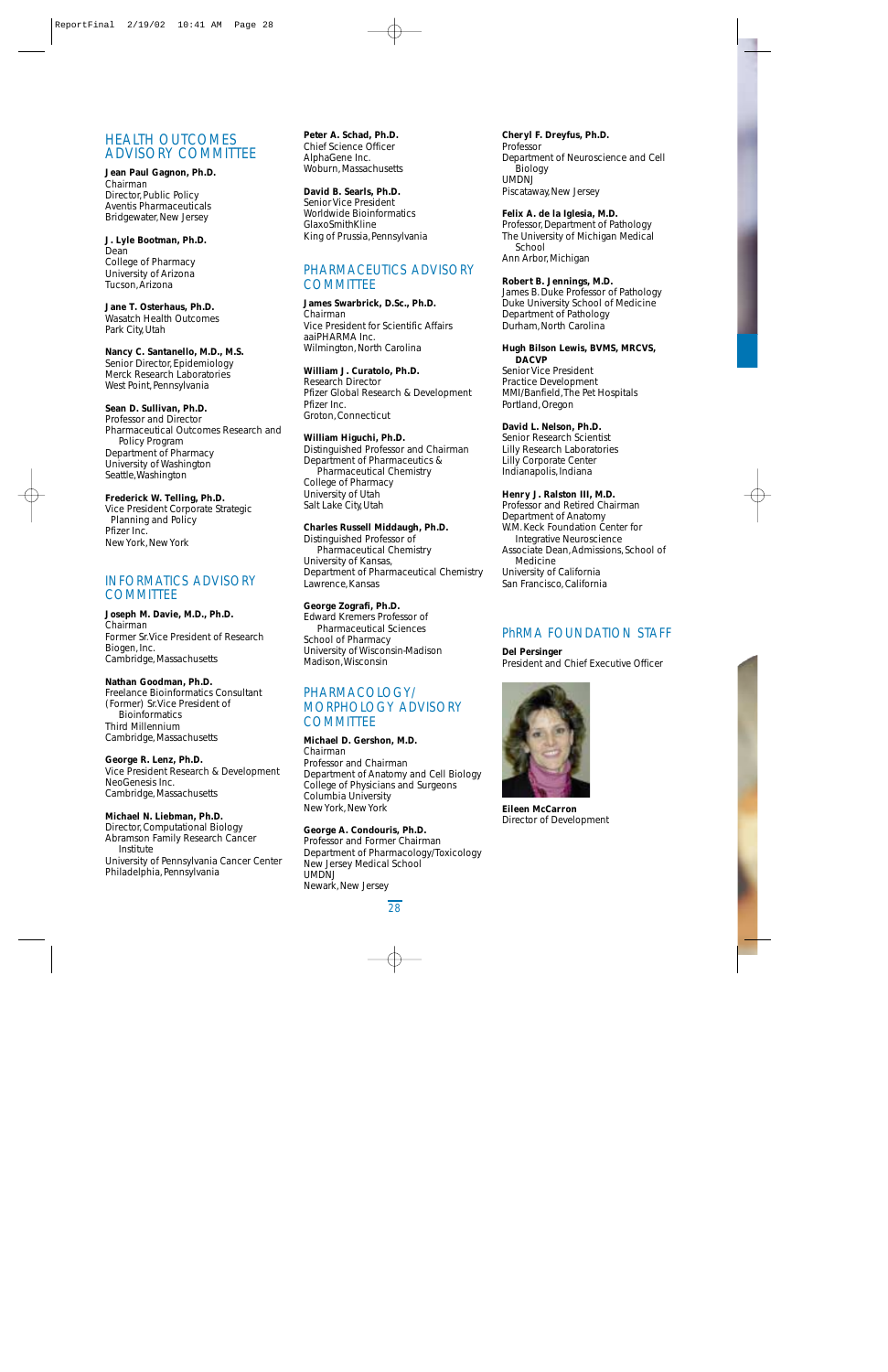## HEALTH OUTCOMES ADVISORY COMMITTEE

**Jean Paul Gagnon, Ph.D.**
Chairman
Director, Public Policy
Aventis Pharmaceuticals
Bridgewater, New Jersey

**J. Lyle Bootman, Ph.D.**
Dean
College of Pharmacy
University of Arizona
Tucson, Arizona

**Jane T. Osterhaus, Ph.D.**
Wasatch Health Outcomes
Park City, Utah

**Nancy C. Santanello, M.D., M.S.**
Senior Director, Epidemiology
Merck Research Laboratories
West Point, Pennsylvania

**Sean D. Sullivan, Ph.D.**
Professor and Director
Pharmaceutical Outcomes Research and Policy Program
Department of Pharmacy
University of Washington
Seattle, Washington

**Frederick W. Telling, Ph.D.**
Vice President Corporate Strategic Planning and Policy
Pfizer Inc.
New York, New York

## INFORMATICS ADVISORY COMMITTEE

**Joseph M. Davie, M.D., Ph.D.**
Chairman
Former Sr. Vice President of Research
Biogen, Inc.
Cambridge, Massachusetts

**Nathan Goodman, Ph.D.**
Freelance Bioinformatics Consultant
(Former) Sr. Vice President of Bioinformatics
Third Millennium
Cambridge, Massachusetts

**George R. Lenz, Ph.D.**
Vice President Research & Development
NeoGenesis Inc.
Cambridge, Massachusetts

**Michael N. Liebman, Ph.D.**
Director, Computational Biology
Abramson Family Research Cancer Institute
University of Pennsylvania Cancer Center
Philadelphia, Pennsylvania

**Peter A. Schad, Ph.D.**
Chief Science Officer
AlphaGene Inc.
Woburn, Massachusetts

**David B. Searls, Ph.D.**
Senior Vice President
Worldwide Bioinformatics
GlaxoSmithKline
King of Prussia, Pennsylvania

## PHARMACEUTICS ADVISORY COMMITTEE

**James Swarbrick, D.Sc., Ph.D.**
Chairman
Vice President for Scientific Affairs
aaiPHARMA Inc.
Wilmington, North Carolina

**William J. Curatolo, Ph.D.**
Research Director
Pfizer Global Research & Development
Pfizer Inc.
Groton, Connecticut

**William Higuchi, Ph.D.**
Distinguished Professor and Chairman
Department of Pharmaceutics & Pharmaceutical Chemistry
College of Pharmacy
University of Utah
Salt Lake City, Utah

**Charles Russell Middaugh, Ph.D.**
Distinguished Professor of Pharmaceutical Chemistry
University of Kansas,
Department of Pharmaceutical Chemistry
Lawrence, Kansas

**George Zografi, Ph.D.**
Edward Kremers Professor of Pharmaceutical Sciences
School of Pharmacy
University of Wisconsin-Madison
Madison, Wisconsin

## PHARMACOLOGY/MORPHOLOGY ADVISORY COMMITTEE

**Michael D. Gershon, M.D.**
Chairman
Professor and Chairman
Department of Anatomy and Cell Biology
College of Physicians and Surgeons
Columbia University
New York, New York

**George A. Condouris, Ph.D.**
Professor and Former Chairman
Department of Pharmacology/Toxicology
New Jersey Medical School
UMDNJ
Newark, New Jersey

**Cheryl F. Dreyfus, Ph.D.**
Professor
Department of Neuroscience and Cell Biology
UMDNJ
Piscataway, New Jersey

**Felix A. de la Iglesia, M.D.**
Professor, Department of Pathology
The University of Michigan Medical School
Ann Arbor, Michigan

**Robert B. Jennings, M.D.**
James B. Duke Professor of Pathology
Duke University School of Medicine
Department of Pathology
Durham, North Carolina

**Hugh Bilson Lewis, BVMS, MRCVS, DACVP**
Senior Vice President
Practice Development
MMI/Banfield, The Pet Hospitals
Portland, Oregon

**David L. Nelson, Ph.D.**
Senior Research Scientist
Lilly Research Laboratories
Lilly Corporate Center
Indianapolis, Indiana

**Henry J. Ralston III, M.D.**
Professor and Retired Chairman
Department of Anatomy
W.M. Keck Foundation Center for Integrative Neuroscience
Associate Dean, Admissions, School of Medicine
University of California
San Francisco, California

## PhRMA FOUNDATION STAFF

**Del Persinger**
President and Chief Executive Officer

**Eileen McCarron**
Director of Development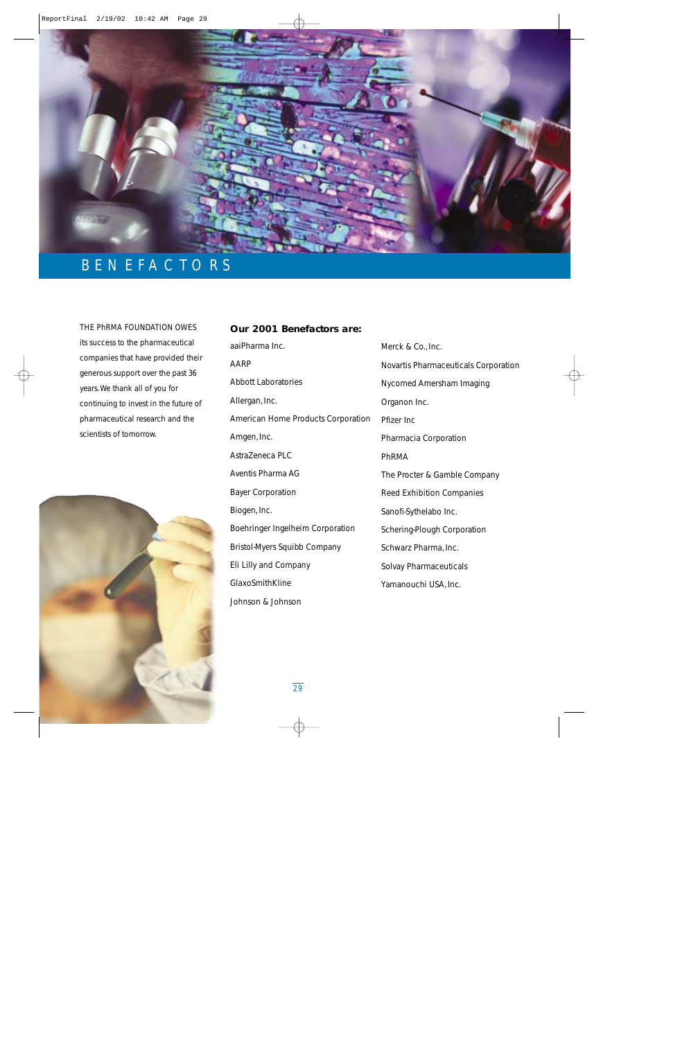# BENEFACTORS

THE PhRMA FOUNDATION OWES its success to the pharmaceutical companies that have provided their generous support over the past 36 years. We thank all of you for continuing to invest in the future of pharmaceutical research and the scientists of tomorrow.

**Our 2001 Benefactors are:**

aaiPharma Inc.

AARP

Abbott Laboratories

Allergan, Inc.

American Home Products Corporation

Amgen, Inc.

AstraZeneca PLC

Aventis Pharma AG

Bayer Corporation

Biogen, Inc.

Boehringer Ingelheim Corporation

Bristol-Myers Squibb Company

Eli Lilly and Company

GlaxoSmithKline

Johnson & Johnson

Merck & Co., Inc.

Novartis Pharmaceuticals Corporation

Nycomed Amersham Imaging

Organon Inc.

Pfizer Inc

Pharmacia Corporation

PhRMA

The Procter & Gamble Company

Reed Exhibition Companies

Sanofi-Sythelabo Inc.

Schering-Plough Corporation

Schwarz Pharma, Inc.

Solvay Pharmaceuticals

Yamanouchi USA, Inc.